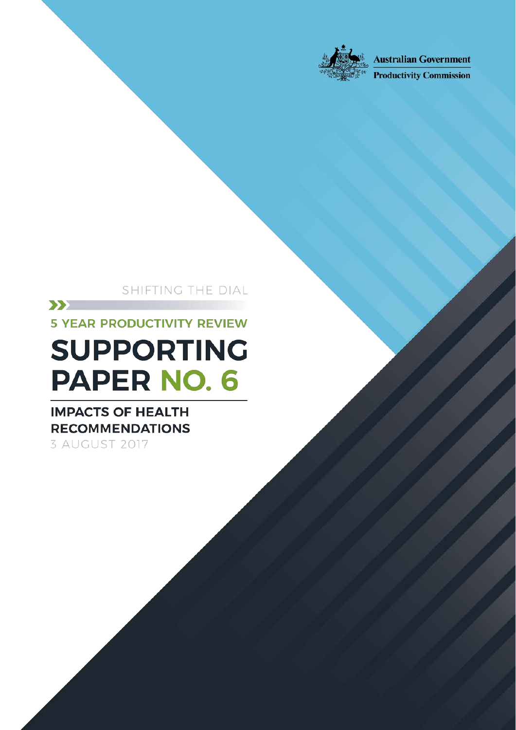Australian Government

Productivity Commission

SHIFTING THE DIAL

5 YEAR PRODUCTIVITY REVIEW

# SUPPORTING PAPER NO. 6

## IMPACTS OF HEALTH RECOMMENDATIONS

3 AUGUST 2017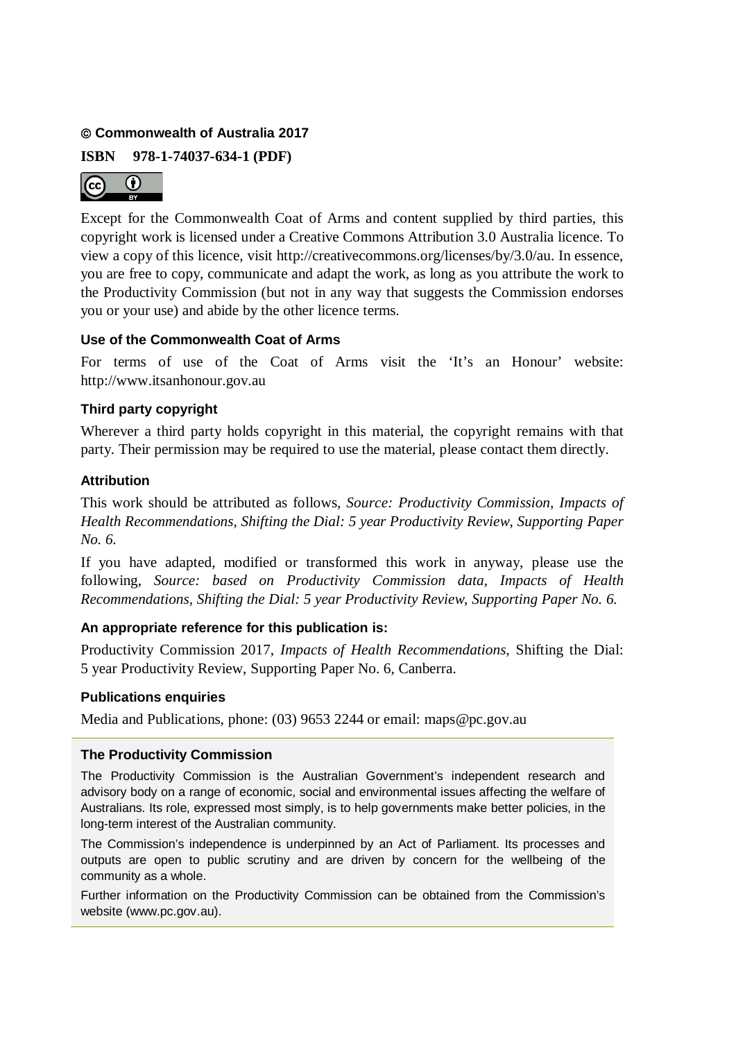**© Commonwealth of Australia 2017**

**ISBN 978-1-74037-634-1 (PDF)**

Except for the Commonwealth Coat of Arms and content supplied by third parties, this copyright work is licensed under a Creative Commons Attribution 3.0 Australia licence. To view a copy of this licence, visit http://creativecommons.org/licenses/by/3.0/au. In essence, you are free to copy, communicate and adapt the work, as long as you attribute the work to the Productivity Commission (but not in any way that suggests the Commission endorses you or your use) and abide by the other licence terms.

### Use of the Commonwealth Coat of Arms

For terms of use of the Coat of Arms visit the 'It's an Honour' website: http://www.itsanhonour.gov.au

### Third party copyright

Wherever a third party holds copyright in this material, the copyright remains with that party. Their permission may be required to use the material, please contact them directly.

### Attribution

This work should be attributed as follows, *Source: Productivity Commission, Impacts of Health Recommendations, Shifting the Dial: 5 year Productivity Review, Supporting Paper No. 6.*

If you have adapted, modified or transformed this work in anyway, please use the following, *Source: based on Productivity Commission data, Impacts of Health Recommendations, Shifting the Dial: 5 year Productivity Review, Supporting Paper No. 6.*

### An appropriate reference for this publication is:

Productivity Commission 2017, *Impacts of Health Recommendations,* Shifting the Dial: 5 year Productivity Review, Supporting Paper No. 6, Canberra.

### Publications enquiries

Media and Publications, phone: (03) 9653 2244 or email: maps@pc.gov.au

### The Productivity Commission

The Productivity Commission is the Australian Government's independent research and advisory body on a range of economic, social and environmental issues affecting the welfare of Australians. Its role, expressed most simply, is to help governments make better policies, in the long-term interest of the Australian community.

The Commission's independence is underpinned by an Act of Parliament. Its processes and outputs are open to public scrutiny and are driven by concern for the wellbeing of the community as a whole.

Further information on the Productivity Commission can be obtained from the Commission's website (www.pc.gov.au).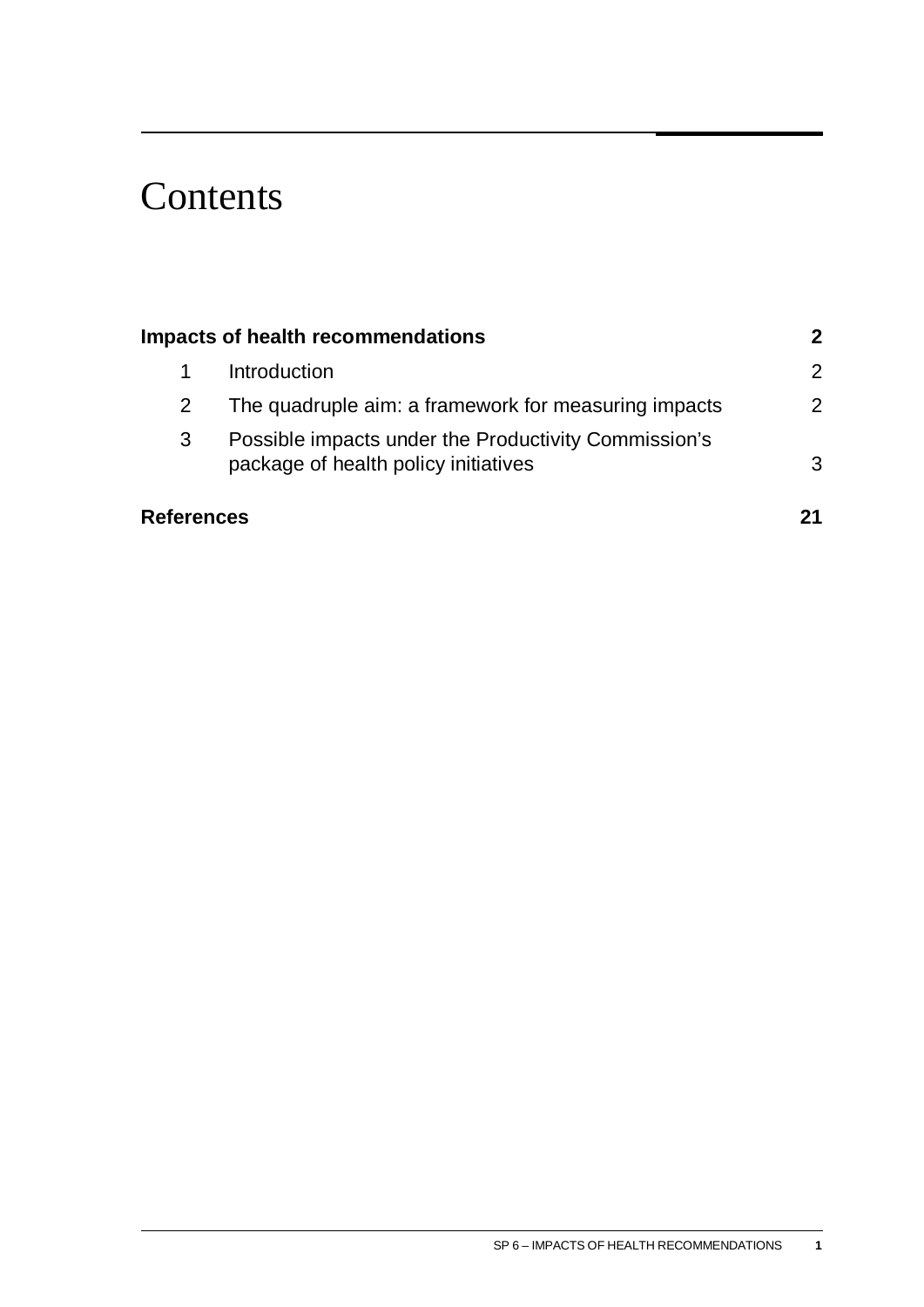# Contents

| | | |
|---|---|---|
| **Impacts of health recommendations** | | **2** |
| 1 | Introduction | 2 |
| 2 | The quadruple aim: a framework for measuring impacts | 2 |
| 3 | Possible impacts under the Productivity Commission's package of health policy initiatives | 3 |
| **References** | | **21** |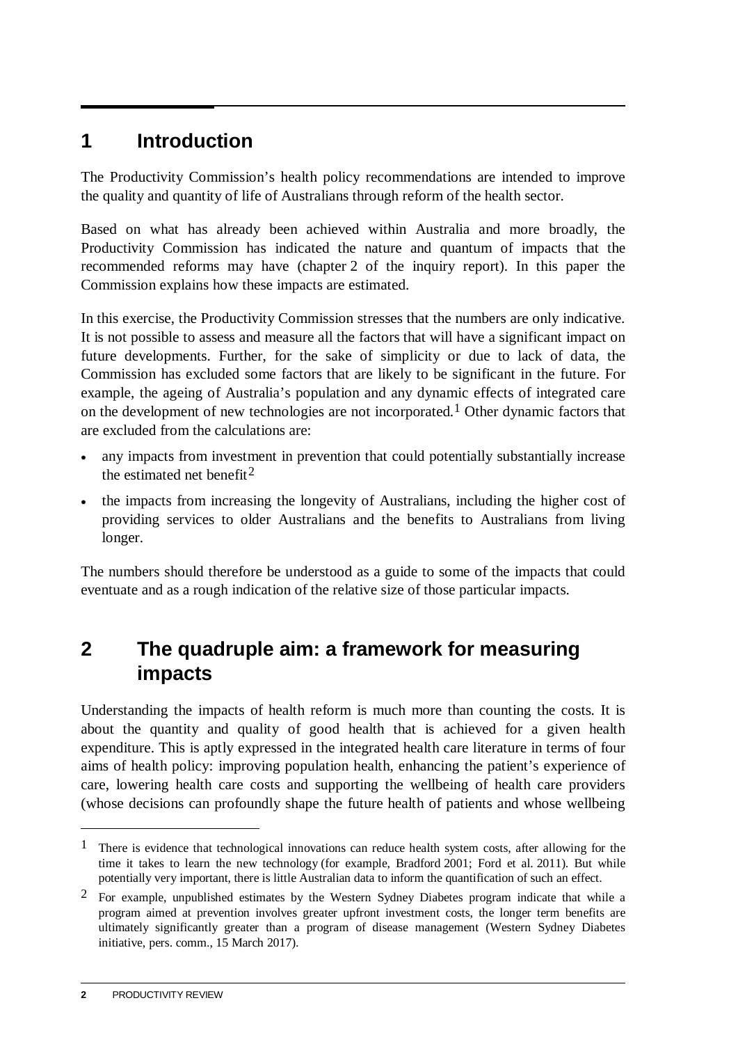# 1 Introduction

The Productivity Commission's health policy recommendations are intended to improve the quality and quantity of life of Australians through reform of the health sector.

Based on what has already been achieved within Australia and more broadly, the Productivity Commission has indicated the nature and quantum of impacts that the recommended reforms may have (chapter 2 of the inquiry report). In this paper the Commission explains how these impacts are estimated.

In this exercise, the Productivity Commission stresses that the numbers are only indicative. It is not possible to assess and measure all the factors that will have a significant impact on future developments. Further, for the sake of simplicity or due to lack of data, the Commission has excluded some factors that are likely to be significant in the future. For example, the ageing of Australia's population and any dynamic effects of integrated care on the development of new technologies are not incorporated.[1] Other dynamic factors that are excluded from the calculations are:

- any impacts from investment in prevention that could potentially substantially increase the estimated net benefit[2]
- the impacts from increasing the longevity of Australians, including the higher cost of providing services to older Australians and the benefits to Australians from living longer.

The numbers should therefore be understood as a guide to some of the impacts that could eventuate and as a rough indication of the relative size of those particular impacts.

# 2 The quadruple aim: a framework for measuring impacts

Understanding the impacts of health reform is much more than counting the costs. It is about the quantity and quality of good health that is achieved for a given health expenditure. This is aptly expressed in the integrated health care literature in terms of four aims of health policy: improving population health, enhancing the patient's experience of care, lowering health care costs and supporting the wellbeing of health care providers (whose decisions can profoundly shape the future health of patients and whose wellbeing

---

[1] There is evidence that technological innovations can reduce health system costs, after allowing for the time it takes to learn the new technology (for example, Bradford 2001; Ford et al. 2011). But while potentially very important, there is little Australian data to inform the quantification of such an effect.

[2] For example, unpublished estimates by the Western Sydney Diabetes program indicate that while a program aimed at prevention involves greater upfront investment costs, the longer term benefits are ultimately significantly greater than a program of disease management (Western Sydney Diabetes initiative, pers. comm., 15 March 2017).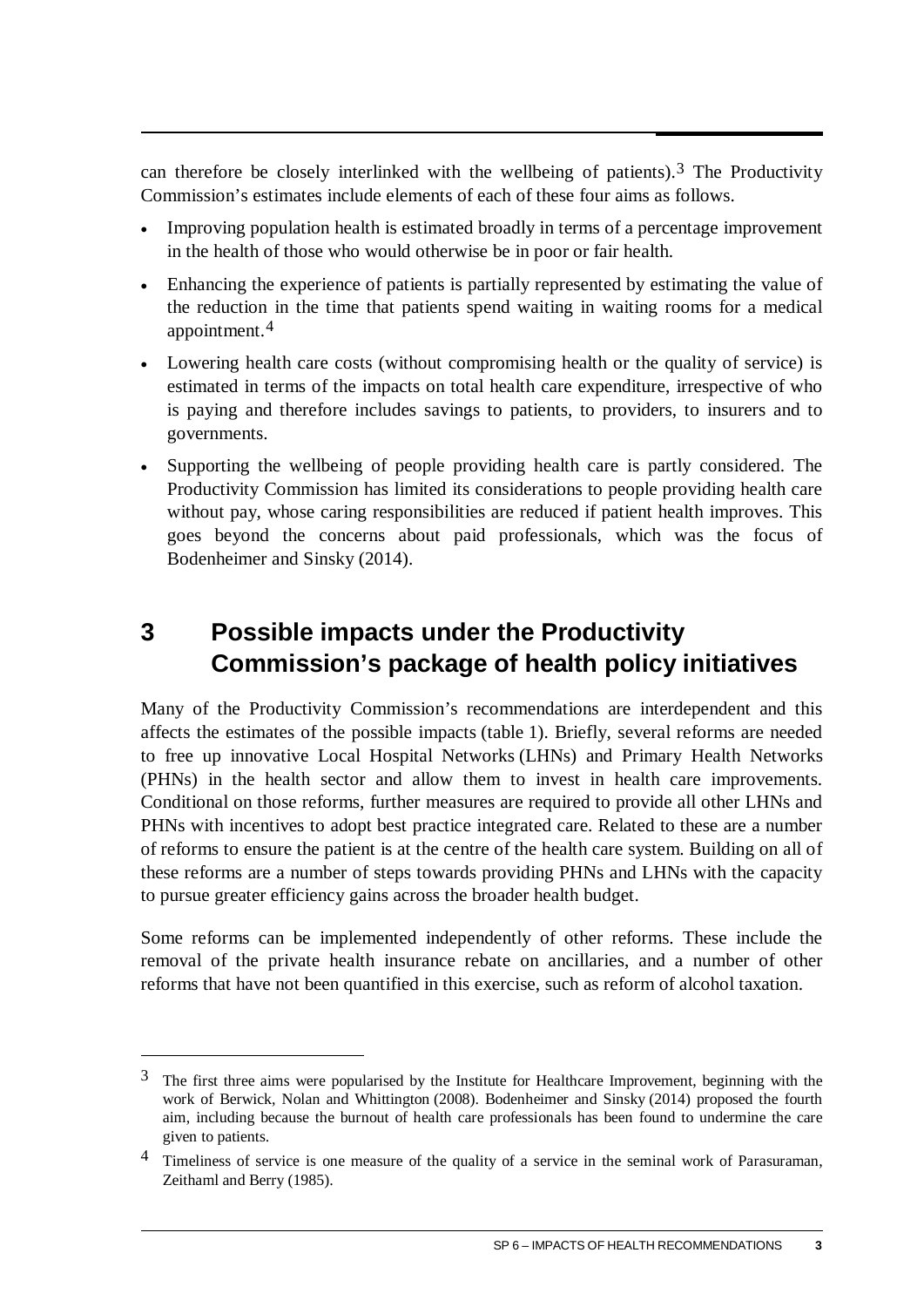can therefore be closely interlinked with the wellbeing of patients).[3] The Productivity Commission's estimates include elements of each of these four aims as follows.

- Improving population health is estimated broadly in terms of a percentage improvement in the health of those who would otherwise be in poor or fair health.
- Enhancing the experience of patients is partially represented by estimating the value of the reduction in the time that patients spend waiting in waiting rooms for a medical appointment.[4]
- Lowering health care costs (without compromising health or the quality of service) is estimated in terms of the impacts on total health care expenditure, irrespective of who is paying and therefore includes savings to patients, to providers, to insurers and to governments.
- Supporting the wellbeing of people providing health care is partly considered. The Productivity Commission has limited its considerations to people providing health care without pay, whose caring responsibilities are reduced if patient health improves. This goes beyond the concerns about paid professionals, which was the focus of Bodenheimer and Sinsky (2014).

## 3 Possible impacts under the Productivity Commission's package of health policy initiatives

Many of the Productivity Commission's recommendations are interdependent and this affects the estimates of the possible impacts (table 1). Briefly, several reforms are needed to free up innovative Local Hospital Networks (LHNs) and Primary Health Networks (PHNs) in the health sector and allow them to invest in health care improvements. Conditional on those reforms, further measures are required to provide all other LHNs and PHNs with incentives to adopt best practice integrated care. Related to these are a number of reforms to ensure the patient is at the centre of the health care system. Building on all of these reforms are a number of steps towards providing PHNs and LHNs with the capacity to pursue greater efficiency gains across the broader health budget.

Some reforms can be implemented independently of other reforms. These include the removal of the private health insurance rebate on ancillaries, and a number of other reforms that have not been quantified in this exercise, such as reform of alcohol taxation.

---

[3] The first three aims were popularised by the Institute for Healthcare Improvement, beginning with the work of Berwick, Nolan and Whittington (2008). Bodenheimer and Sinsky (2014) proposed the fourth aim, including because the burnout of health care professionals has been found to undermine the care given to patients.

[4] Timeliness of service is one measure of the quality of a service in the seminal work of Parasuraman, Zeithaml and Berry (1985).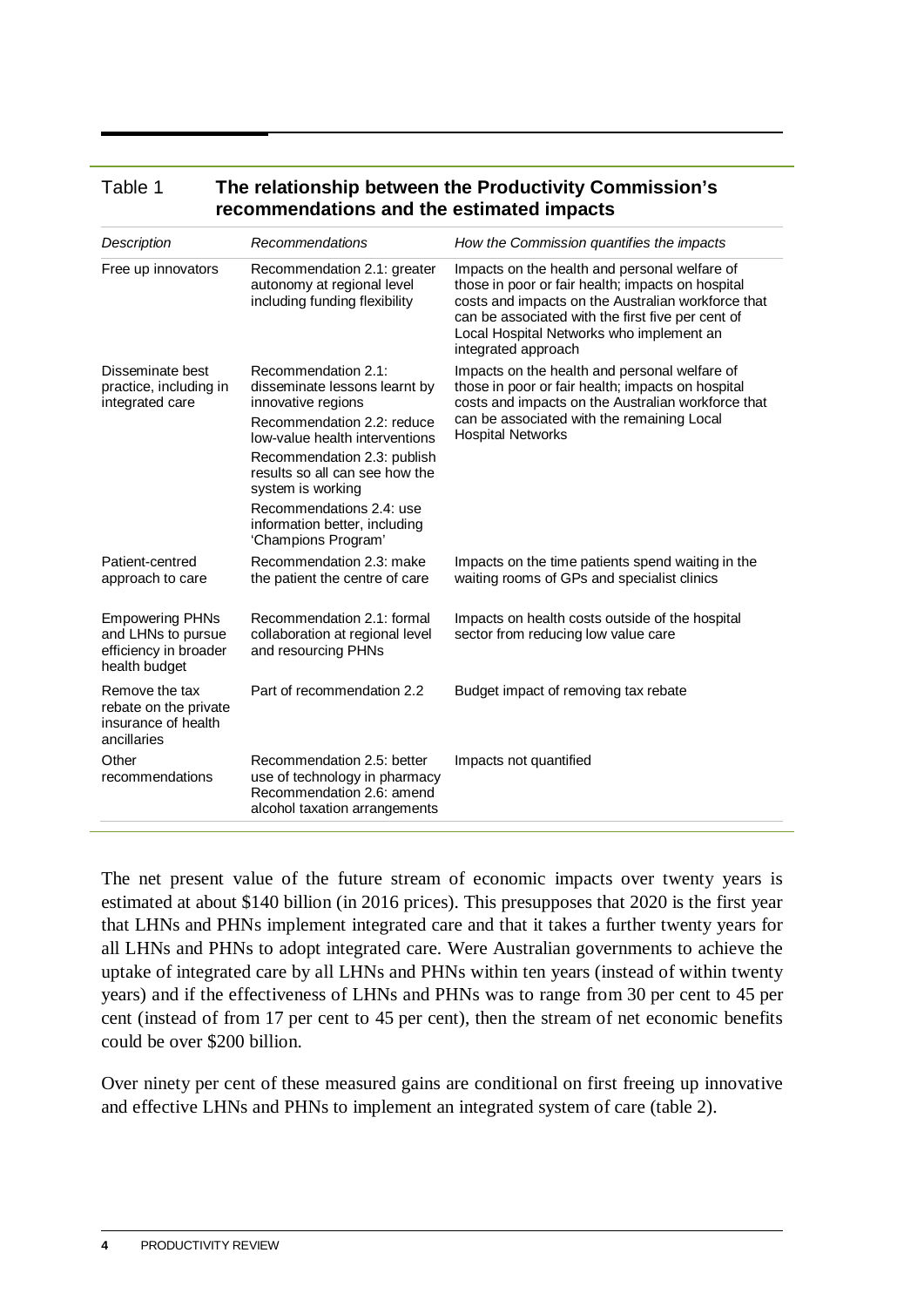Table 1 **The relationship between the Productivity Commission's recommendations and the estimated impacts**

| *Description* | *Recommendations* | *How the Commission quantifies the impacts* |
| --- | --- | --- |
| Free up innovators | Recommendation 2.1: greater autonomy at regional level including funding flexibility | Impacts on the health and personal welfare of those in poor or fair health; impacts on hospital costs and impacts on the Australian workforce that can be associated with the first five per cent of Local Hospital Networks who implement an integrated approach |
| Disseminate best practice, including in integrated care | Recommendation 2.1: disseminate lessons learnt by innovative regions<br>Recommendation 2.2: reduce low-value health interventions<br>Recommendation 2.3: publish results so all can see how the system is working<br>Recommendations 2.4: use information better, including 'Champions Program' | Impacts on the health and personal welfare of those in poor or fair health; impacts on hospital costs and impacts on the Australian workforce that can be associated with the remaining Local Hospital Networks |
| Patient-centred approach to care | Recommendation 2.3: make the patient the centre of care | Impacts on the time patients spend waiting in the waiting rooms of GPs and specialist clinics |
| Empowering PHNs and LHNs to pursue efficiency in broader health budget | Recommendation 2.1: formal collaboration at regional level and resourcing PHNs | Impacts on health costs outside of the hospital sector from reducing low value care |
| Remove the tax rebate on the private insurance of health ancillaries | Part of recommendation 2.2 | Budget impact of removing tax rebate |
| Other recommendations | Recommendation 2.5: better use of technology in pharmacy<br>Recommendation 2.6: amend alcohol taxation arrangements | Impacts not quantified |

The net present value of the future stream of economic impacts over twenty years is estimated at about $140 billion (in 2016 prices). This presupposes that 2020 is the first year that LHNs and PHNs implement integrated care and that it takes a further twenty years for all LHNs and PHNs to adopt integrated care. Were Australian governments to achieve the uptake of integrated care by all LHNs and PHNs within ten years (instead of within twenty years) and if the effectiveness of LHNs and PHNs was to range from 30 per cent to 45 per cent (instead of from 17 per cent to 45 per cent), then the stream of net economic benefits could be over $200 billion.

Over ninety per cent of these measured gains are conditional on first freeing up innovative and effective LHNs and PHNs to implement an integrated system of care (table 2).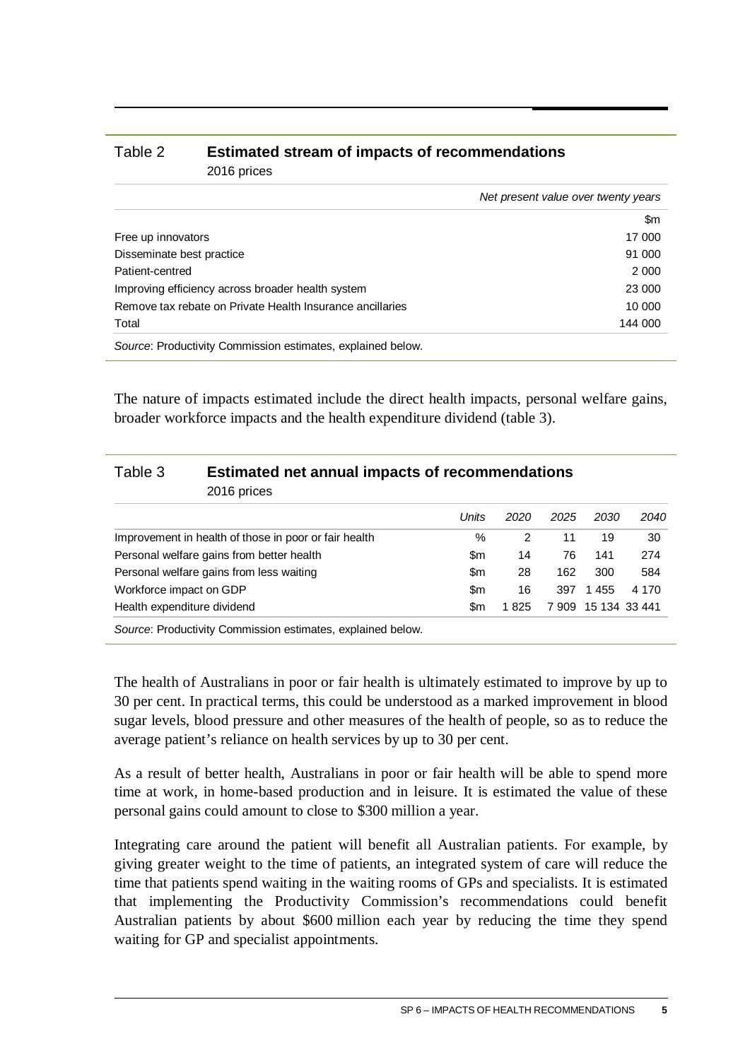Table 2 **Estimated stream of impacts of recommendations**
2016 prices

| | *Net present value over twenty years* |
|---|---|
| | $m |
| Free up innovators | 17 000 |
| Disseminate best practice | 91 000 |
| Patient-centred | 2 000 |
| Improving efficiency across broader health system | 23 000 |
| Remove tax rebate on Private Health Insurance ancillaries | 10 000 |
| Total | 144 000 |

*Source*: Productivity Commission estimates, explained below.

The nature of impacts estimated include the direct health impacts, personal welfare gains, broader workforce impacts and the health expenditure dividend (table 3).

Table 3 **Estimated net annual impacts of recommendations**
2016 prices

| | *Units* | *2020* | *2025* | *2030* | *2040* |
|---|---|---|---|---|---|
| Improvement in health of those in poor or fair health | % | 2 | 11 | 19 | 30 |
| Personal welfare gains from better health | $m | 14 | 76 | 141 | 274 |
| Personal welfare gains from less waiting | $m | 28 | 162 | 300 | 584 |
| Workforce impact on GDP | $m | 16 | 397 | 1 455 | 4 170 |
| Health expenditure dividend | $m | 1 825 | 7 909 | 15 134 | 33 441 |

*Source*: Productivity Commission estimates, explained below.

The health of Australians in poor or fair health is ultimately estimated to improve by up to 30 per cent. In practical terms, this could be understood as a marked improvement in blood sugar levels, blood pressure and other measures of the health of people, so as to reduce the average patient's reliance on health services by up to 30 per cent.

As a result of better health, Australians in poor or fair health will be able to spend more time at work, in home-based production and in leisure. It is estimated the value of these personal gains could amount to close to $300 million a year.

Integrating care around the patient will benefit all Australian patients. For example, by giving greater weight to the time of patients, an integrated system of care will reduce the time that patients spend waiting in the waiting rooms of GPs and specialists. It is estimated that implementing the Productivity Commission's recommendations could benefit Australian patients by about $600 million each year by reducing the time they spend waiting for GP and specialist appointments.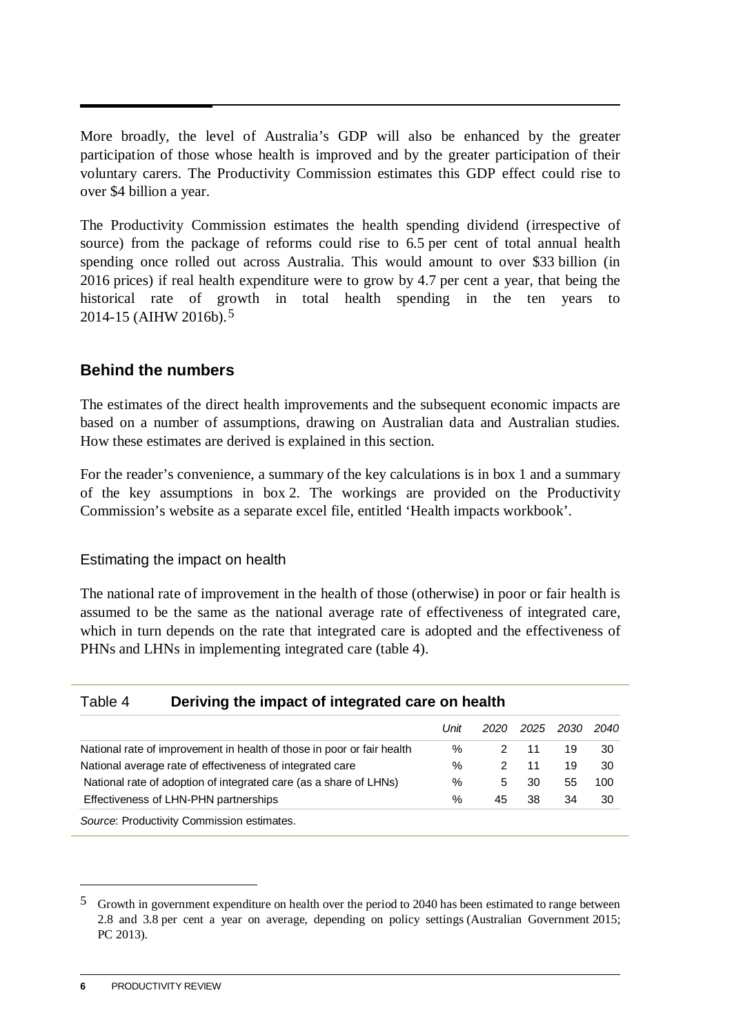More broadly, the level of Australia's GDP will also be enhanced by the greater participation of those whose health is improved and by the greater participation of their voluntary carers. The Productivity Commission estimates this GDP effect could rise to over $4 billion a year.

The Productivity Commission estimates the health spending dividend (irrespective of source) from the package of reforms could rise to 6.5 per cent of total annual health spending once rolled out across Australia. This would amount to over $33 billion (in 2016 prices) if real health expenditure were to grow by 4.7 per cent a year, that being the historical rate of growth in total health spending in the ten years to 2014-15 (AIHW 2016b).[5]

## Behind the numbers

The estimates of the direct health improvements and the subsequent economic impacts are based on a number of assumptions, drawing on Australian data and Australian studies. How these estimates are derived is explained in this section.

For the reader's convenience, a summary of the key calculations is in box 1 and a summary of the key assumptions in box 2. The workings are provided on the Productivity Commission's website as a separate excel file, entitled 'Health impacts workbook'.

### Estimating the impact on health

The national rate of improvement in the health of those (otherwise) in poor or fair health is assumed to be the same as the national average rate of effectiveness of integrated care, which in turn depends on the rate that integrated care is adopted and the effectiveness of PHNs and LHNs in implementing integrated care (table 4).

Table 4 **Deriving the impact of integrated care on health**

| | *Unit* | *2020* | *2025* | *2030* | *2040* |
|---|---|---|---|---|---|
| National rate of improvement in health of those in poor or fair health | % | 2 | 11 | 19 | 30 |
| National average rate of effectiveness of integrated care | % | 2 | 11 | 19 | 30 |
| National rate of adoption of integrated care (as a share of LHNs) | % | 5 | 30 | 55 | 100 |
| Effectiveness of LHN-PHN partnerships | % | 45 | 38 | 34 | 30 |

*Source*: Productivity Commission estimates.

[5] Growth in government expenditure on health over the period to 2040 has been estimated to range between 2.8 and 3.8 per cent a year on average, depending on policy settings (Australian Government 2015; PC 2013).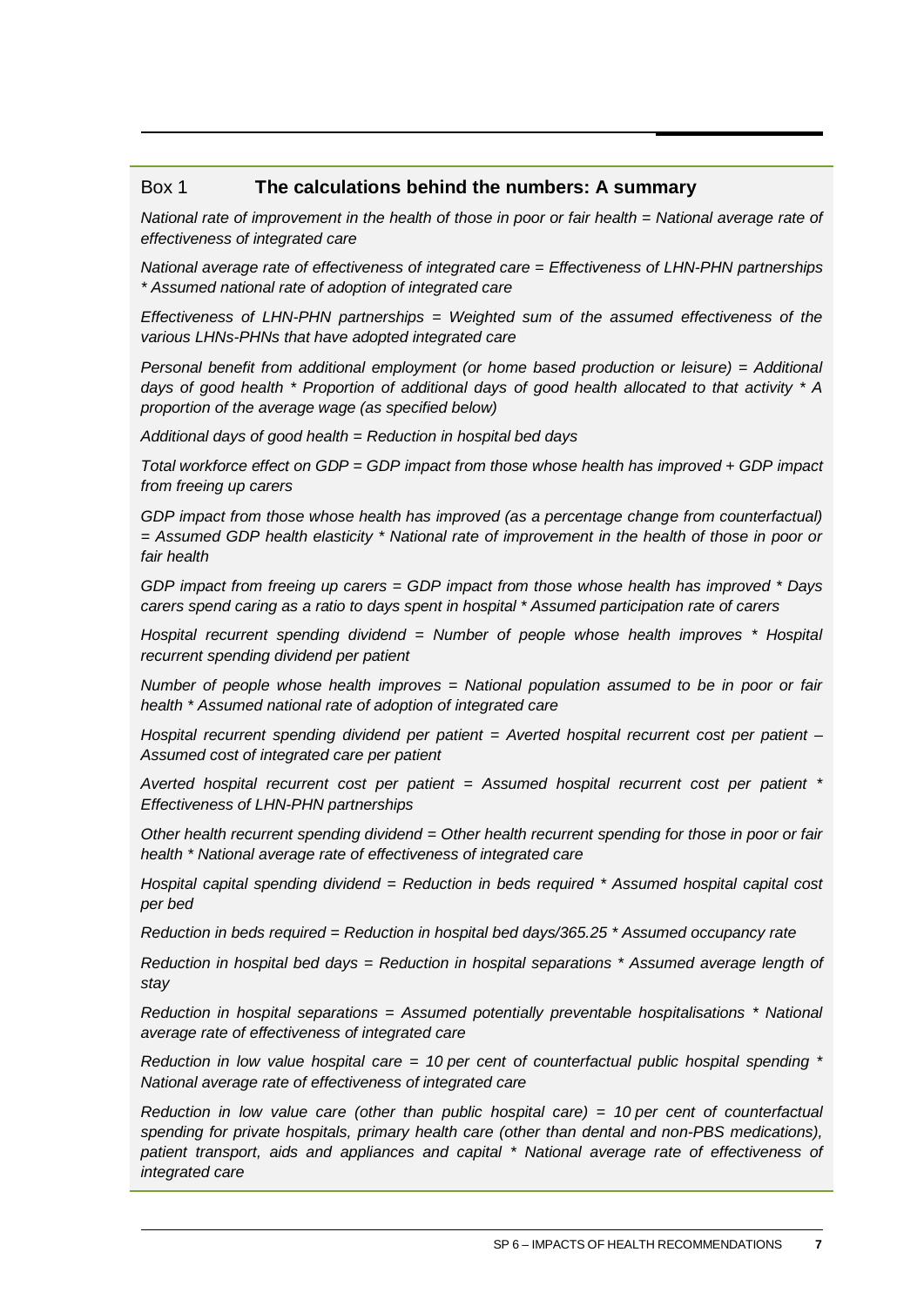### Box 1 **The calculations behind the numbers: A summary**

*National rate of improvement in the health of those in poor or fair health = National average rate of effectiveness of integrated care*

*National average rate of effectiveness of integrated care = Effectiveness of LHN-PHN partnerships * Assumed national rate of adoption of integrated care*

*Effectiveness of LHN-PHN partnerships = Weighted sum of the assumed effectiveness of the various LHNs-PHNs that have adopted integrated care*

*Personal benefit from additional employment (or home based production or leisure) = Additional days of good health * Proportion of additional days of good health allocated to that activity * A proportion of the average wage (as specified below)*

*Additional days of good health = Reduction in hospital bed days*

*Total workforce effect on GDP = GDP impact from those whose health has improved + GDP impact from freeing up carers*

*GDP impact from those whose health has improved (as a percentage change from counterfactual) = Assumed GDP health elasticity * National rate of improvement in the health of those in poor or fair health*

*GDP impact from freeing up carers = GDP impact from those whose health has improved * Days carers spend caring as a ratio to days spent in hospital * Assumed participation rate of carers*

*Hospital recurrent spending dividend = Number of people whose health improves * Hospital recurrent spending dividend per patient*

*Number of people whose health improves = National population assumed to be in poor or fair health * Assumed national rate of adoption of integrated care*

*Hospital recurrent spending dividend per patient = Averted hospital recurrent cost per patient – Assumed cost of integrated care per patient*

*Averted hospital recurrent cost per patient = Assumed hospital recurrent cost per patient * Effectiveness of LHN-PHN partnerships*

*Other health recurrent spending dividend = Other health recurrent spending for those in poor or fair health * National average rate of effectiveness of integrated care*

*Hospital capital spending dividend = Reduction in beds required * Assumed hospital capital cost per bed*

*Reduction in beds required = Reduction in hospital bed days/365.25 * Assumed occupancy rate*

*Reduction in hospital bed days = Reduction in hospital separations * Assumed average length of stay*

*Reduction in hospital separations = Assumed potentially preventable hospitalisations * National average rate of effectiveness of integrated care*

*Reduction in low value hospital care = 10 per cent of counterfactual public hospital spending * National average rate of effectiveness of integrated care*

*Reduction in low value care (other than public hospital care) = 10 per cent of counterfactual spending for private hospitals, primary health care (other than dental and non-PBS medications), patient transport, aids and appliances and capital * National average rate of effectiveness of integrated care*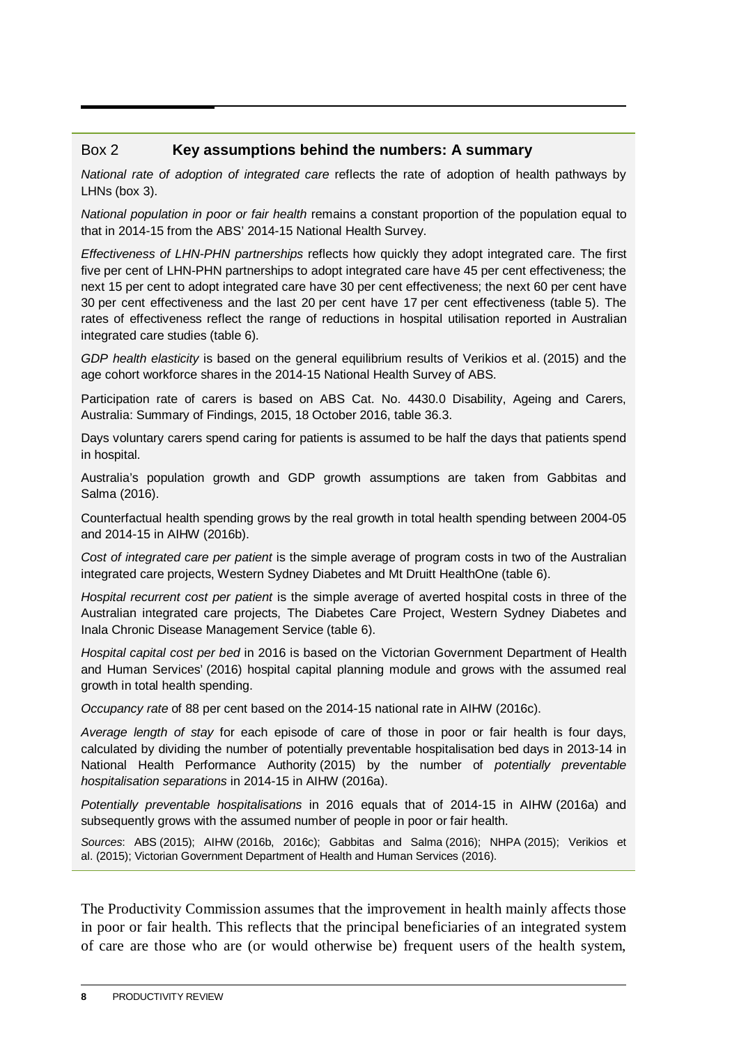### Box 2 **Key assumptions behind the numbers: A summary**

*National rate of adoption of integrated care* reflects the rate of adoption of health pathways by LHNs (box 3).

*National population in poor or fair health* remains a constant proportion of the population equal to that in 2014-15 from the ABS' 2014-15 National Health Survey.

*Effectiveness of LHN-PHN partnerships* reflects how quickly they adopt integrated care. The first five per cent of LHN-PHN partnerships to adopt integrated care have 45 per cent effectiveness; the next 15 per cent to adopt integrated care have 30 per cent effectiveness; the next 60 per cent have 30 per cent effectiveness and the last 20 per cent have 17 per cent effectiveness (table 5). The rates of effectiveness reflect the range of reductions in hospital utilisation reported in Australian integrated care studies (table 6).

*GDP health elasticity* is based on the general equilibrium results of Verikios et al. (2015) and the age cohort workforce shares in the 2014-15 National Health Survey of ABS.

Participation rate of carers is based on ABS Cat. No. 4430.0 Disability, Ageing and Carers, Australia: Summary of Findings, 2015, 18 October 2016, table 36.3.

Days voluntary carers spend caring for patients is assumed to be half the days that patients spend in hospital.

Australia's population growth and GDP growth assumptions are taken from Gabbitas and Salma (2016).

Counterfactual health spending grows by the real growth in total health spending between 2004-05 and 2014-15 in AIHW (2016b).

*Cost of integrated care per patient* is the simple average of program costs in two of the Australian integrated care projects, Western Sydney Diabetes and Mt Druitt HealthOne (table 6).

*Hospital recurrent cost per patient* is the simple average of averted hospital costs in three of the Australian integrated care projects, The Diabetes Care Project, Western Sydney Diabetes and Inala Chronic Disease Management Service (table 6).

*Hospital capital cost per bed* in 2016 is based on the Victorian Government Department of Health and Human Services' (2016) hospital capital planning module and grows with the assumed real growth in total health spending.

*Occupancy rate* of 88 per cent based on the 2014-15 national rate in AIHW (2016c).

*Average length of stay* for each episode of care of those in poor or fair health is four days, calculated by dividing the number of potentially preventable hospitalisation bed days in 2013-14 in National Health Performance Authority (2015) by the number of *potentially preventable hospitalisation separations* in 2014-15 in AIHW (2016a).

*Potentially preventable hospitalisations* in 2016 equals that of 2014-15 in AIHW (2016a) and subsequently grows with the assumed number of people in poor or fair health.

*Sources*: ABS (2015); AIHW (2016b, 2016c); Gabbitas and Salma (2016); NHPA (2015); Verikios et al. (2015); Victorian Government Department of Health and Human Services (2016).

The Productivity Commission assumes that the improvement in health mainly affects those in poor or fair health. This reflects that the principal beneficiaries of an integrated system of care are those who are (or would otherwise be) frequent users of the health system,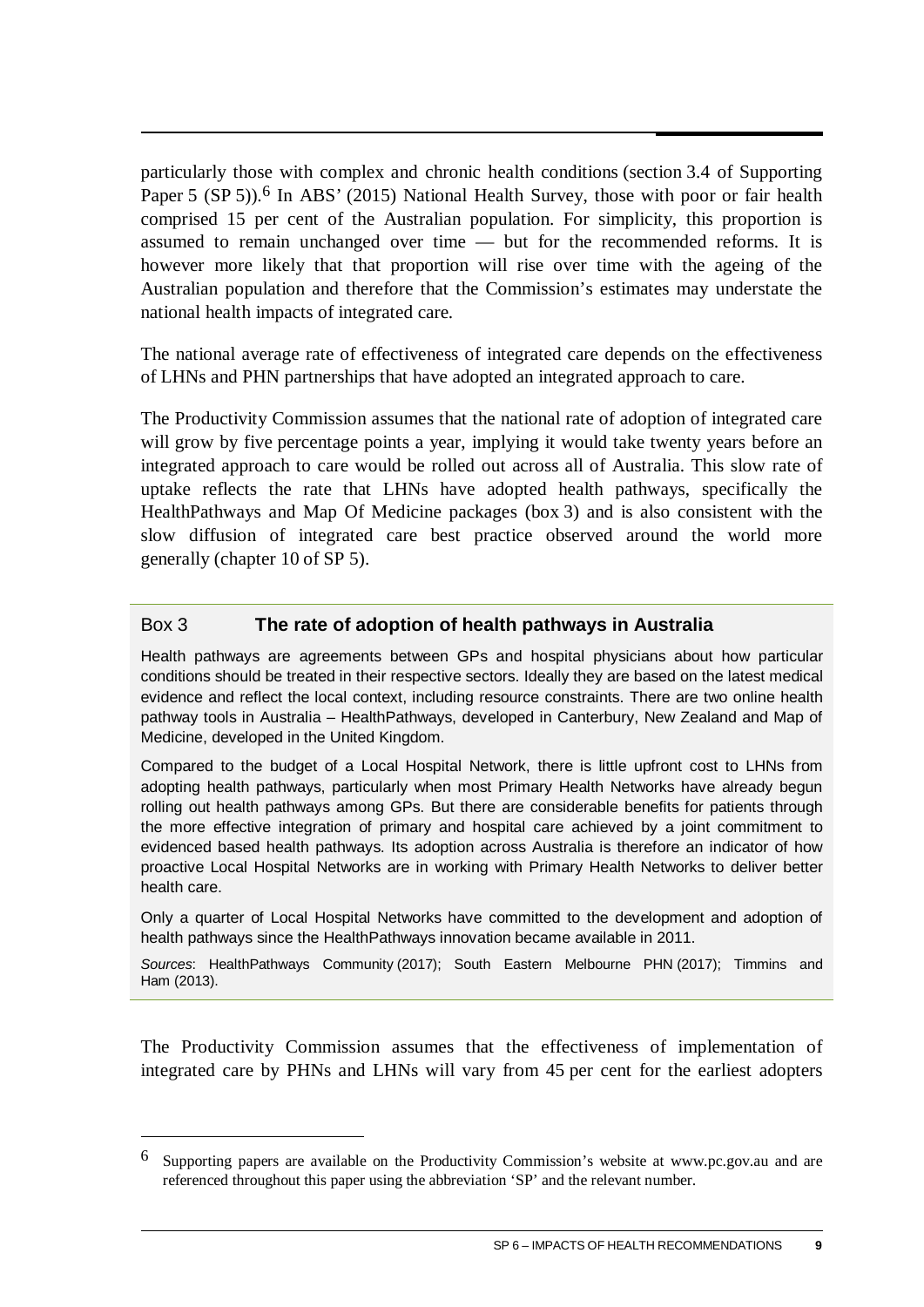particularly those with complex and chronic health conditions (section 3.4 of Supporting Paper 5 (SP 5)).[6] In ABS' (2015) National Health Survey, those with poor or fair health comprised 15 per cent of the Australian population. For simplicity, this proportion is assumed to remain unchanged over time — but for the recommended reforms. It is however more likely that that proportion will rise over time with the ageing of the Australian population and therefore that the Commission's estimates may understate the national health impacts of integrated care.

The national average rate of effectiveness of integrated care depends on the effectiveness of LHNs and PHN partnerships that have adopted an integrated approach to care.

The Productivity Commission assumes that the national rate of adoption of integrated care will grow by five percentage points a year, implying it would take twenty years before an integrated approach to care would be rolled out across all of Australia. This slow rate of uptake reflects the rate that LHNs have adopted health pathways, specifically the HealthPathways and Map Of Medicine packages (box 3) and is also consistent with the slow diffusion of integrated care best practice observed around the world more generally (chapter 10 of SP 5).

> Box 3 **The rate of adoption of health pathways in Australia**
>
> Health pathways are agreements between GPs and hospital physicians about how particular conditions should be treated in their respective sectors. Ideally they are based on the latest medical evidence and reflect the local context, including resource constraints. There are two online health pathway tools in Australia – HealthPathways, developed in Canterbury, New Zealand and Map of Medicine, developed in the United Kingdom.
>
> Compared to the budget of a Local Hospital Network, there is little upfront cost to LHNs from adopting health pathways, particularly when most Primary Health Networks have already begun rolling out health pathways among GPs. But there are considerable benefits for patients through the more effective integration of primary and hospital care achieved by a joint commitment to evidenced based health pathways. Its adoption across Australia is therefore an indicator of how proactive Local Hospital Networks are in working with Primary Health Networks to deliver better health care.
>
> Only a quarter of Local Hospital Networks have committed to the development and adoption of health pathways since the HealthPathways innovation became available in 2011.
>
> *Sources*: HealthPathways Community (2017); South Eastern Melbourne PHN (2017); Timmins and Ham (2013).

The Productivity Commission assumes that the effectiveness of implementation of integrated care by PHNs and LHNs will vary from 45 per cent for the earliest adopters

---

[6] Supporting papers are available on the Productivity Commission's website at www.pc.gov.au and are referenced throughout this paper using the abbreviation 'SP' and the relevant number.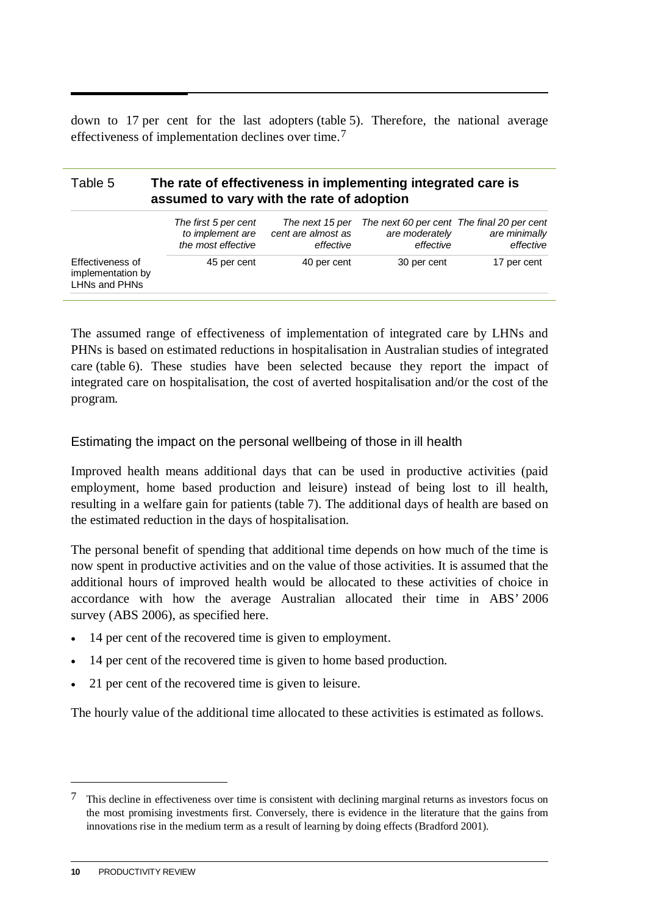down to 17 per cent for the last adopters (table 5). Therefore, the national average effectiveness of implementation declines over time.[7]

## Table 5 The rate of effectiveness in implementing integrated care is assumed to vary with the rate of adoption

| | *The first 5 per cent to implement are the most effective* | *The next 15 per cent are almost as effective* | *The next 60 per cent are moderately effective* | *The final 20 per cent are minimally effective* |
|---|---|---|---|---|
| Effectiveness of implementation by LHNs and PHNs | 45 per cent | 40 per cent | 30 per cent | 17 per cent |

The assumed range of effectiveness of implementation of integrated care by LHNs and PHNs is based on estimated reductions in hospitalisation in Australian studies of integrated care (table 6). These studies have been selected because they report the impact of integrated care on hospitalisation, the cost of averted hospitalisation and/or the cost of the program.

### Estimating the impact on the personal wellbeing of those in ill health

Improved health means additional days that can be used in productive activities (paid employment, home based production and leisure) instead of being lost to ill health, resulting in a welfare gain for patients (table 7). The additional days of health are based on the estimated reduction in the days of hospitalisation.

The personal benefit of spending that additional time depends on how much of the time is now spent in productive activities and on the value of those activities. It is assumed that the additional hours of improved health would be allocated to these activities of choice in accordance with how the average Australian allocated their time in ABS' 2006 survey (ABS 2006), as specified here.

- 14 per cent of the recovered time is given to employment.
- 14 per cent of the recovered time is given to home based production.
- 21 per cent of the recovered time is given to leisure.

The hourly value of the additional time allocated to these activities is estimated as follows.

[7] This decline in effectiveness over time is consistent with declining marginal returns as investors focus on the most promising investments first. Conversely, there is evidence in the literature that the gains from innovations rise in the medium term as a result of learning by doing effects (Bradford 2001).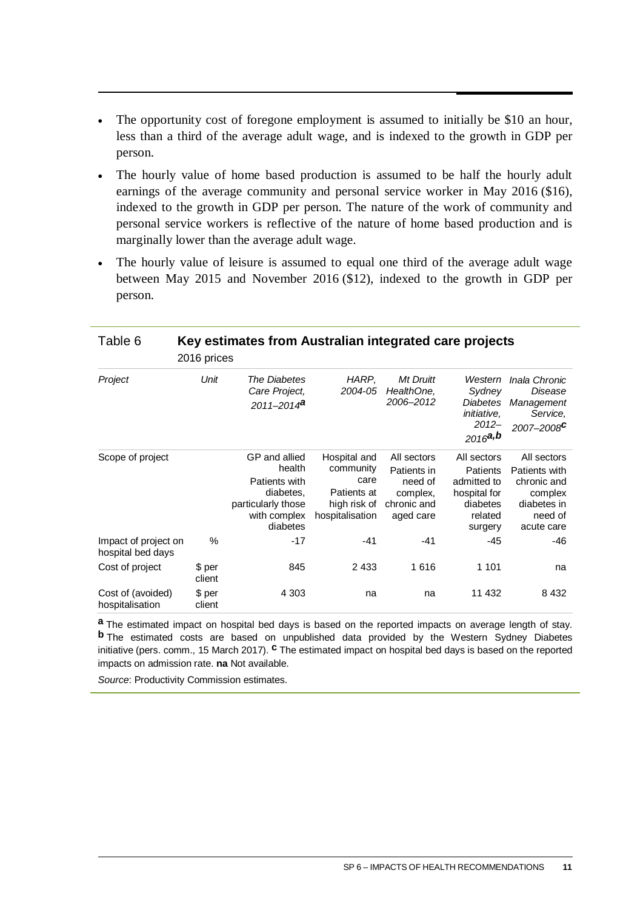- The opportunity cost of foregone employment is assumed to initially be $10 an hour, less than a third of the average adult wage, and is indexed to the growth in GDP per person.
- The hourly value of home based production is assumed to be half the hourly adult earnings of the average community and personal service worker in May 2016 ($16), indexed to the growth in GDP per person. The nature of the work of community and personal service workers is reflective of the nature of home based production and is marginally lower than the average adult wage.
- The hourly value of leisure is assumed to equal one third of the average adult wage between May 2015 and November 2016 ($12), indexed to the growth in GDP per person.

Table 6 **Key estimates from Australian integrated care projects**
2016 prices

| *Project* | *Unit* | *The Diabetes Care Project, 2011–2014*[a] | *HARP, 2004-05* | *Mt Druitt HealthOne, 2006–2012* | *Western Sydney Diabetes initiative, 2012–2016*[a,b] | *Inala Chronic Disease Management Service, 2007–2008*[c] |
|---|---|---|---|---|---|---|
| Scope of project | | GP and allied health Patients with diabetes, particularly those with complex diabetes | Hospital and community care Patients at high risk of hospitalisation | All sectors Patients in need of complex, chronic and aged care | All sectors Patients admitted to hospital for diabetes related surgery | All sectors Patients with chronic and complex diabetes in need of acute care |
| Impact of project on hospital bed days | % | -17 | -41 | -41 | -45 | -46 |
| Cost of project | $ per client | 845 | 2 433 | 1 616 | 1 101 | na |
| Cost of (avoided) hospitalisation | $ per client | 4 303 | na | na | 11 432 | 8 432 |

**a** The estimated impact on hospital bed days is based on the reported impacts on average length of stay. **b** The estimated costs are based on unpublished data provided by the Western Sydney Diabetes initiative (pers. comm., 15 March 2017). **c** The estimated impact on hospital bed days is based on the reported impacts on admission rate. **na** Not available.

*Source*: Productivity Commission estimates.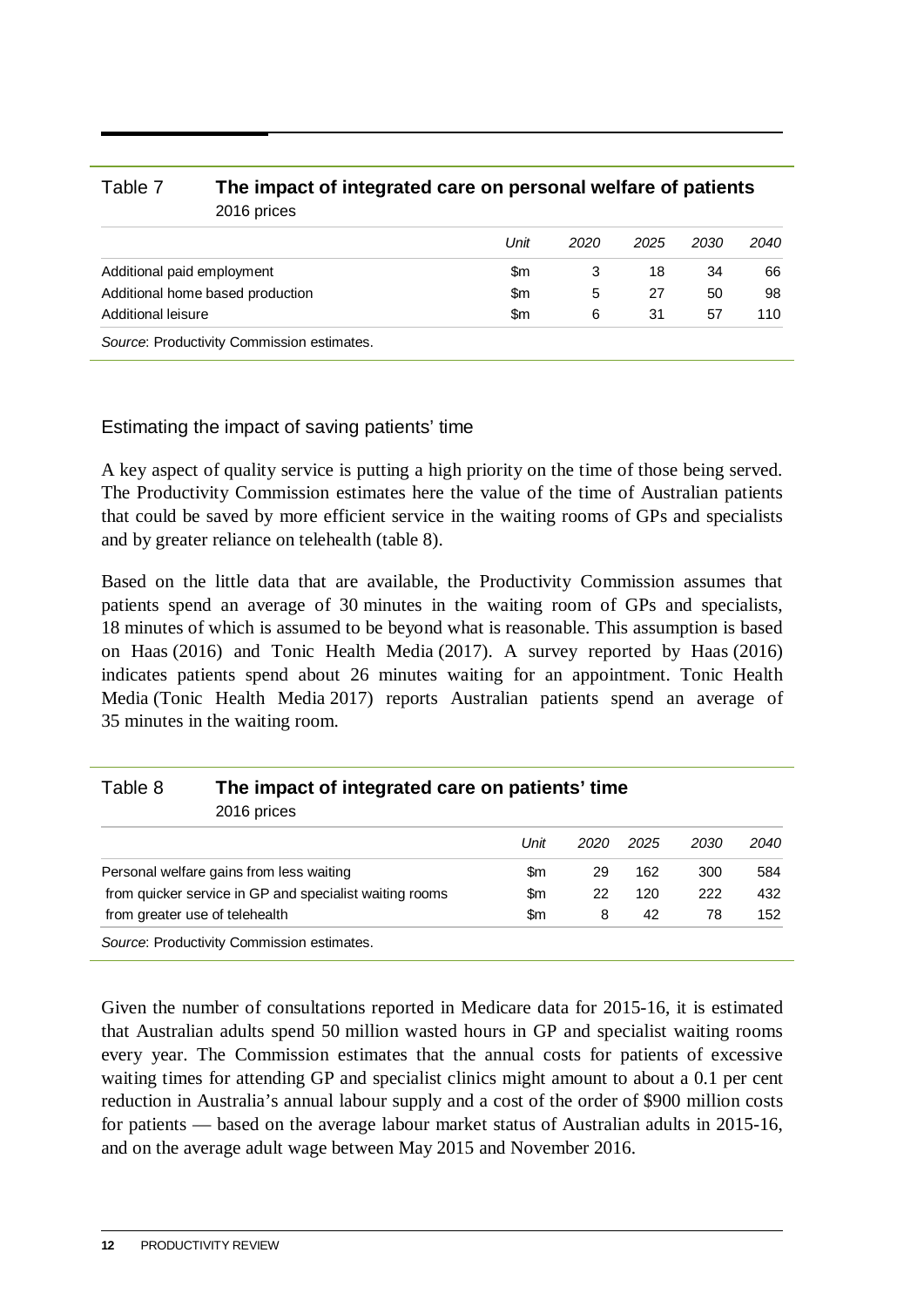Table 7 **The impact of integrated care on personal welfare of patients**
2016 prices

| | *Unit* | *2020* | *2025* | *2030* | *2040* |
|---|---|---|---|---|---|
| Additional paid employment | $m | 3 | 18 | 34 | 66 |
| Additional home based production | $m | 5 | 27 | 50 | 98 |
| Additional leisure | $m | 6 | 31 | 57 | 110 |

*Source*: Productivity Commission estimates.

### Estimating the impact of saving patients' time

A key aspect of quality service is putting a high priority on the time of those being served. The Productivity Commission estimates here the value of the time of Australian patients that could be saved by more efficient service in the waiting rooms of GPs and specialists and by greater reliance on telehealth (table 8).

Based on the little data that are available, the Productivity Commission assumes that patients spend an average of 30 minutes in the waiting room of GPs and specialists, 18 minutes of which is assumed to be beyond what is reasonable. This assumption is based on Haas (2016) and Tonic Health Media (2017). A survey reported by Haas (2016) indicates patients spend about 26 minutes waiting for an appointment. Tonic Health Media (Tonic Health Media 2017) reports Australian patients spend an average of 35 minutes in the waiting room.

Table 8 **The impact of integrated care on patients' time**
2016 prices

| | *Unit* | *2020* | *2025* | *2030* | *2040* |
|---|---|---|---|---|---|
| Personal welfare gains from less waiting | $m | 29 | 162 | 300 | 584 |
| from quicker service in GP and specialist waiting rooms | $m | 22 | 120 | 222 | 432 |
| from greater use of telehealth | $m | 8 | 42 | 78 | 152 |

*Source*: Productivity Commission estimates.

Given the number of consultations reported in Medicare data for 2015-16, it is estimated that Australian adults spend 50 million wasted hours in GP and specialist waiting rooms every year. The Commission estimates that the annual costs for patients of excessive waiting times for attending GP and specialist clinics might amount to about a 0.1 per cent reduction in Australia's annual labour supply and a cost of the order of $900 million costs for patients — based on the average labour market status of Australian adults in 2015-16, and on the average adult wage between May 2015 and November 2016.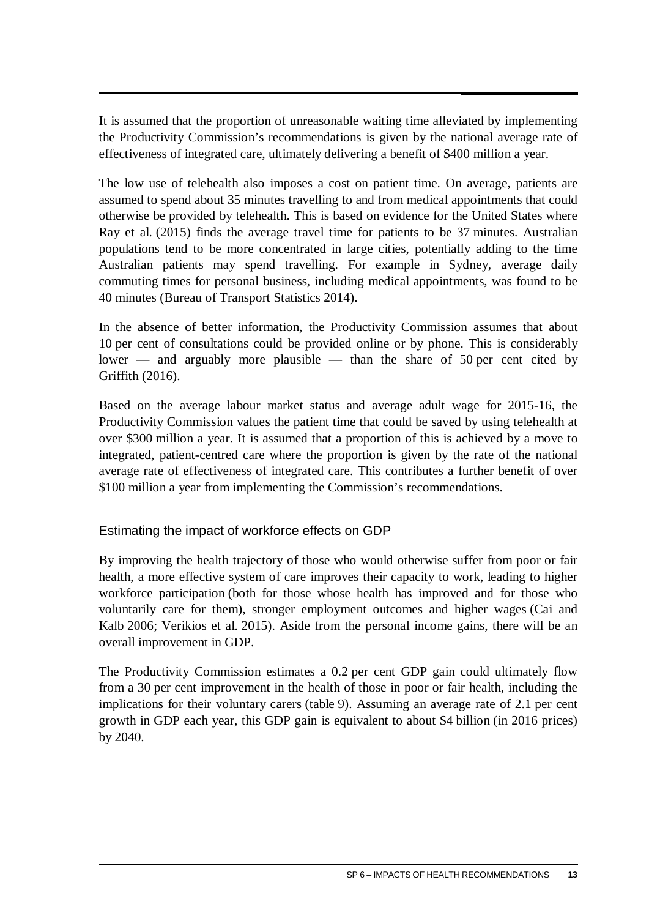It is assumed that the proportion of unreasonable waiting time alleviated by implementing the Productivity Commission's recommendations is given by the national average rate of effectiveness of integrated care, ultimately delivering a benefit of $400 million a year.

The low use of telehealth also imposes a cost on patient time. On average, patients are assumed to spend about 35 minutes travelling to and from medical appointments that could otherwise be provided by telehealth. This is based on evidence for the United States where Ray et al. (2015) finds the average travel time for patients to be 37 minutes. Australian populations tend to be more concentrated in large cities, potentially adding to the time Australian patients may spend travelling. For example in Sydney, average daily commuting times for personal business, including medical appointments, was found to be 40 minutes (Bureau of Transport Statistics 2014).

In the absence of better information, the Productivity Commission assumes that about 10 per cent of consultations could be provided online or by phone. This is considerably lower — and arguably more plausible — than the share of 50 per cent cited by Griffith (2016).

Based on the average labour market status and average adult wage for 2015-16, the Productivity Commission values the patient time that could be saved by using telehealth at over $300 million a year. It is assumed that a proportion of this is achieved by a move to integrated, patient-centred care where the proportion is given by the rate of the national average rate of effectiveness of integrated care. This contributes a further benefit of over $100 million a year from implementing the Commission's recommendations.

### Estimating the impact of workforce effects on GDP

By improving the health trajectory of those who would otherwise suffer from poor or fair health, a more effective system of care improves their capacity to work, leading to higher workforce participation (both for those whose health has improved and for those who voluntarily care for them), stronger employment outcomes and higher wages (Cai and Kalb 2006; Verikios et al. 2015). Aside from the personal income gains, there will be an overall improvement in GDP.

The Productivity Commission estimates a 0.2 per cent GDP gain could ultimately flow from a 30 per cent improvement in the health of those in poor or fair health, including the implications for their voluntary carers (table 9). Assuming an average rate of 2.1 per cent growth in GDP each year, this GDP gain is equivalent to about $4 billion (in 2016 prices) by 2040.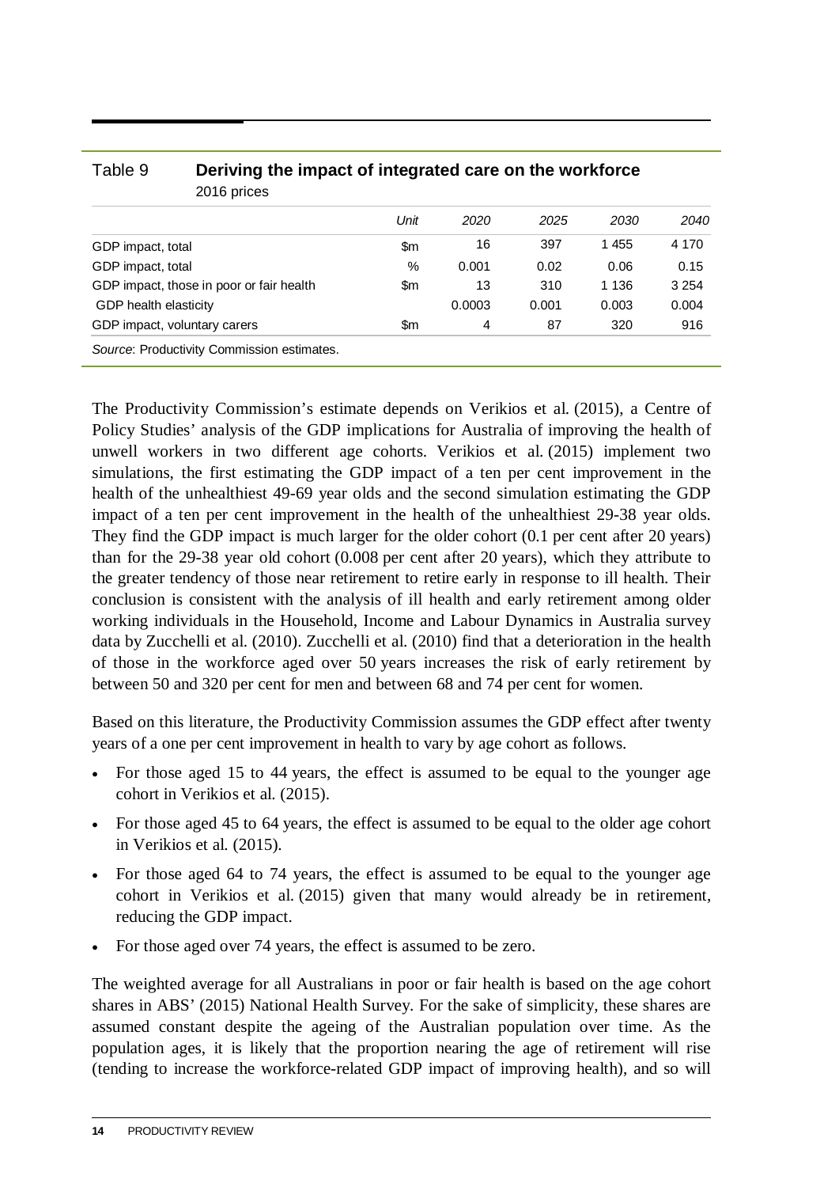Table 9 **Deriving the impact of integrated care on the workforce**
2016 prices

| | *Unit* | *2020* | *2025* | *2030* | *2040* |
|---|---|---|---|---|---|
| GDP impact, total | $m | 16 | 397 | 1 455 | 4 170 |
| GDP impact, total | % | 0.001 | 0.02 | 0.06 | 0.15 |
| GDP impact, those in poor or fair health | $m | 13 | 310 | 1 136 | 3 254 |
| GDP health elasticity | | 0.0003 | 0.001 | 0.003 | 0.004 |
| GDP impact, voluntary carers | $m | 4 | 87 | 320 | 916 |

*Source*: Productivity Commission estimates.

The Productivity Commission's estimate depends on Verikios et al. (2015), a Centre of Policy Studies' analysis of the GDP implications for Australia of improving the health of unwell workers in two different age cohorts. Verikios et al. (2015) implement two simulations, the first estimating the GDP impact of a ten per cent improvement in the health of the unhealthiest 49-69 year olds and the second simulation estimating the GDP impact of a ten per cent improvement in the health of the unhealthiest 29-38 year olds. They find the GDP impact is much larger for the older cohort (0.1 per cent after 20 years) than for the 29-38 year old cohort (0.008 per cent after 20 years), which they attribute to the greater tendency of those near retirement to retire early in response to ill health. Their conclusion is consistent with the analysis of ill health and early retirement among older working individuals in the Household, Income and Labour Dynamics in Australia survey data by Zucchelli et al. (2010). Zucchelli et al. (2010) find that a deterioration in the health of those in the workforce aged over 50 years increases the risk of early retirement by between 50 and 320 per cent for men and between 68 and 74 per cent for women.

Based on this literature, the Productivity Commission assumes the GDP effect after twenty years of a one per cent improvement in health to vary by age cohort as follows.

- For those aged 15 to 44 years, the effect is assumed to be equal to the younger age cohort in Verikios et al. (2015).
- For those aged 45 to 64 years, the effect is assumed to be equal to the older age cohort in Verikios et al. (2015).
- For those aged 64 to 74 years, the effect is assumed to be equal to the younger age cohort in Verikios et al. (2015) given that many would already be in retirement, reducing the GDP impact.
- For those aged over 74 years, the effect is assumed to be zero.

The weighted average for all Australians in poor or fair health is based on the age cohort shares in ABS' (2015) National Health Survey. For the sake of simplicity, these shares are assumed constant despite the ageing of the Australian population over time. As the population ages, it is likely that the proportion nearing the age of retirement will rise (tending to increase the workforce-related GDP impact of improving health), and so will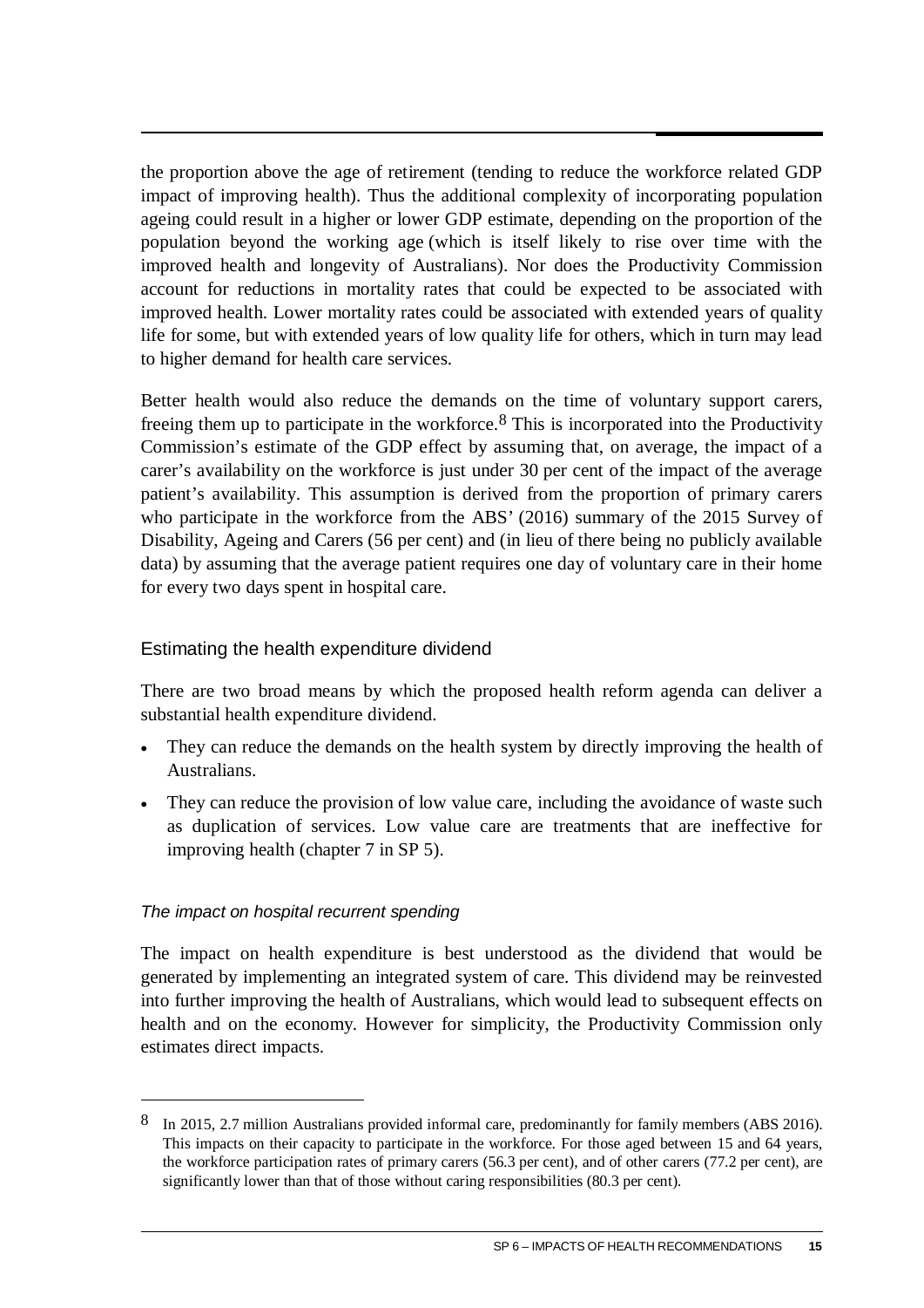the proportion above the age of retirement (tending to reduce the workforce related GDP impact of improving health). Thus the additional complexity of incorporating population ageing could result in a higher or lower GDP estimate, depending on the proportion of the population beyond the working age (which is itself likely to rise over time with the improved health and longevity of Australians). Nor does the Productivity Commission account for reductions in mortality rates that could be expected to be associated with improved health. Lower mortality rates could be associated with extended years of quality life for some, but with extended years of low quality life for others, which in turn may lead to higher demand for health care services.

Better health would also reduce the demands on the time of voluntary support carers, freeing them up to participate in the workforce.[8] This is incorporated into the Productivity Commission's estimate of the GDP effect by assuming that, on average, the impact of a carer's availability on the workforce is just under 30 per cent of the impact of the average patient's availability. This assumption is derived from the proportion of primary carers who participate in the workforce from the ABS' (2016) summary of the 2015 Survey of Disability, Ageing and Carers (56 per cent) and (in lieu of there being no publicly available data) by assuming that the average patient requires one day of voluntary care in their home for every two days spent in hospital care.

## Estimating the health expenditure dividend

There are two broad means by which the proposed health reform agenda can deliver a substantial health expenditure dividend.

- They can reduce the demands on the health system by directly improving the health of Australians.
- They can reduce the provision of low value care, including the avoidance of waste such as duplication of services. Low value care are treatments that are ineffective for improving health (chapter 7 in SP 5).

### *The impact on hospital recurrent spending*

The impact on health expenditure is best understood as the dividend that would be generated by implementing an integrated system of care. This dividend may be reinvested into further improving the health of Australians, which would lead to subsequent effects on health and on the economy. However for simplicity, the Productivity Commission only estimates direct impacts.

---

[8] In 2015, 2.7 million Australians provided informal care, predominantly for family members (ABS 2016). This impacts on their capacity to participate in the workforce. For those aged between 15 and 64 years, the workforce participation rates of primary carers (56.3 per cent), and of other carers (77.2 per cent), are significantly lower than that of those without caring responsibilities (80.3 per cent).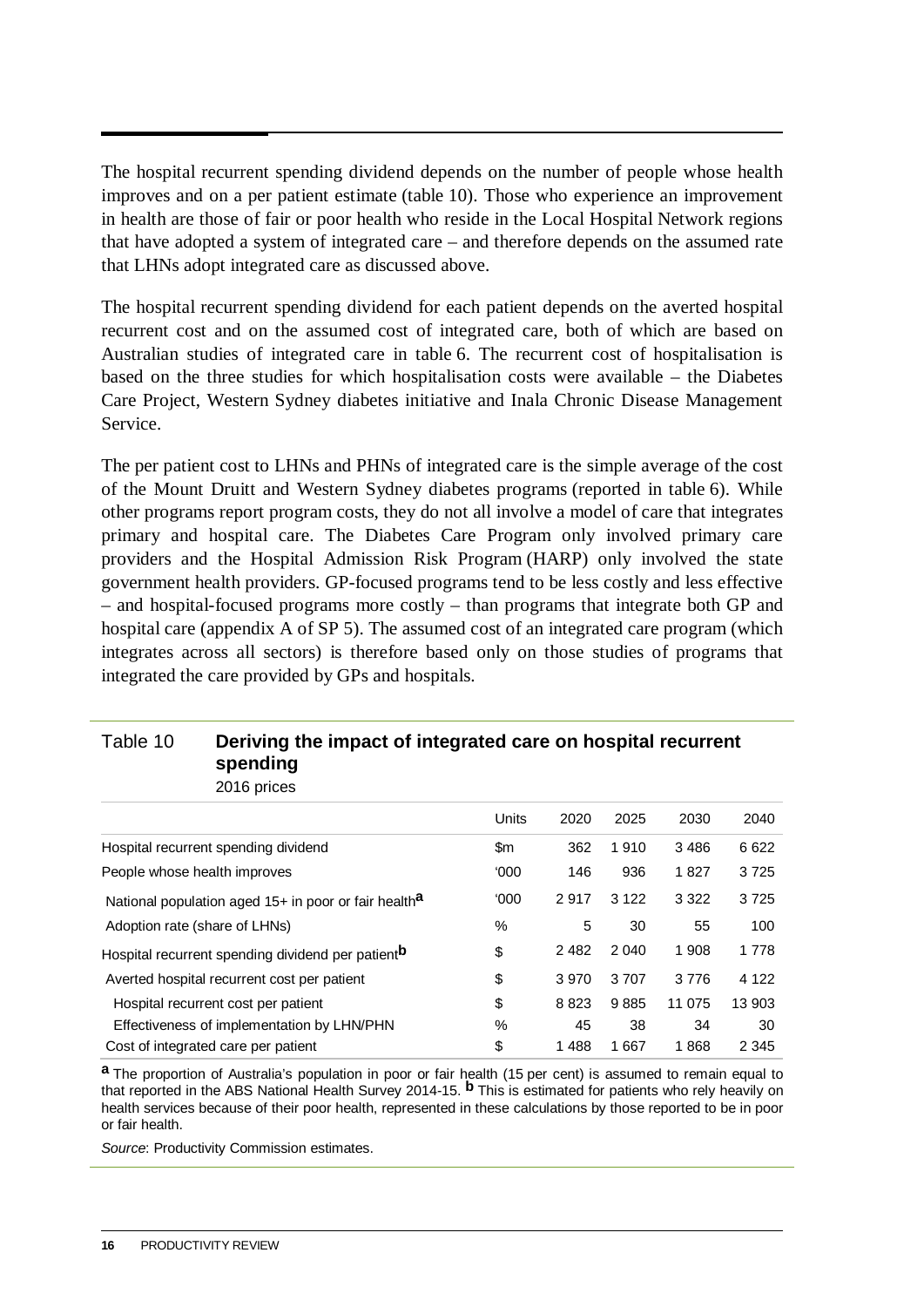The hospital recurrent spending dividend depends on the number of people whose health improves and on a per patient estimate (table 10). Those who experience an improvement in health are those of fair or poor health who reside in the Local Hospital Network regions that have adopted a system of integrated care – and therefore depends on the assumed rate that LHNs adopt integrated care as discussed above.

The hospital recurrent spending dividend for each patient depends on the averted hospital recurrent cost and on the assumed cost of integrated care, both of which are based on Australian studies of integrated care in table 6. The recurrent cost of hospitalisation is based on the three studies for which hospitalisation costs were available – the Diabetes Care Project, Western Sydney diabetes initiative and Inala Chronic Disease Management Service.

The per patient cost to LHNs and PHNs of integrated care is the simple average of the cost of the Mount Druitt and Western Sydney diabetes programs (reported in table 6). While other programs report program costs, they do not all involve a model of care that integrates primary and hospital care. The Diabetes Care Program only involved primary care providers and the Hospital Admission Risk Program (HARP) only involved the state government health providers. GP-focused programs tend to be less costly and less effective – and hospital-focused programs more costly – than programs that integrate both GP and hospital care (appendix A of SP 5). The assumed cost of an integrated care program (which integrates across all sectors) is therefore based only on those studies of programs that integrated the care provided by GPs and hospitals.

Table 10 **Deriving the impact of integrated care on hospital recurrent spending**

2016 prices

| | Units | 2020 | 2025 | 2030 | 2040 |
|---|---|---|---|---|---|
| Hospital recurrent spending dividend | $m | 362 | 1 910 | 3 486 | 6 622 |
| People whose health improves | '000 | 146 | 936 | 1 827 | 3 725 |
| National population aged 15+ in poor or fair health[a] | '000 | 2 917 | 3 122 | 3 322 | 3 725 |
| Adoption rate (share of LHNs) | % | 5 | 30 | 55 | 100 |
| Hospital recurrent spending dividend per patient[b] | $ | 2 482 | 2 040 | 1 908 | 1 778 |
| Averted hospital recurrent cost per patient | $ | 3 970 | 3 707 | 3 776 | 4 122 |
| Hospital recurrent cost per patient | $ | 8 823 | 9 885 | 11 075 | 13 903 |
| Effectiveness of implementation by LHN/PHN | % | 45 | 38 | 34 | 30 |
| Cost of integrated care per patient | $ | 1 488 | 1 667 | 1 868 | 2 345 |

[a] The proportion of Australia's population in poor or fair health (15 per cent) is assumed to remain equal to that reported in the ABS National Health Survey 2014-15. [b] This is estimated for patients who rely heavily on health services because of their poor health, represented in these calculations by those reported to be in poor or fair health.

*Source*: Productivity Commission estimates.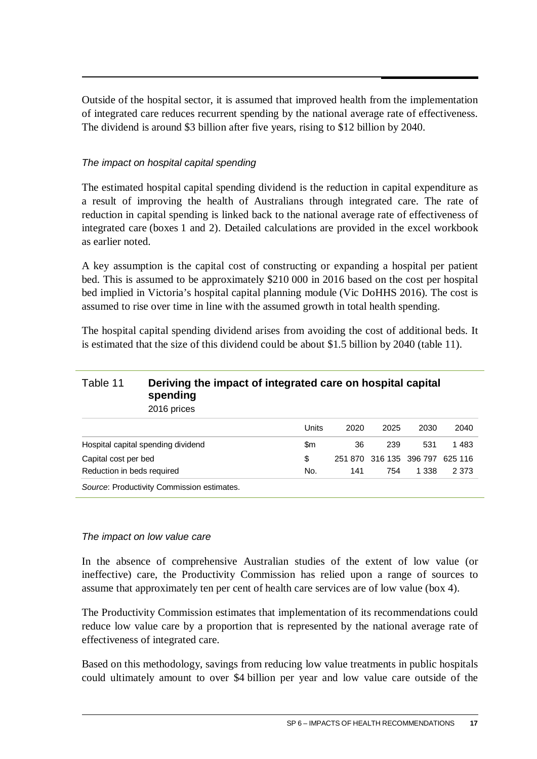Outside of the hospital sector, it is assumed that improved health from the implementation of integrated care reduces recurrent spending by the national average rate of effectiveness. The dividend is around $3 billion after five years, rising to $12 billion by 2040.

*The impact on hospital capital spending*

The estimated hospital capital spending dividend is the reduction in capital expenditure as a result of improving the health of Australians through integrated care. The rate of reduction in capital spending is linked back to the national average rate of effectiveness of integrated care (boxes 1 and 2). Detailed calculations are provided in the excel workbook as earlier noted.

A key assumption is the capital cost of constructing or expanding a hospital per patient bed. This is assumed to be approximately $210 000 in 2016 based on the cost per hospital bed implied in Victoria's hospital capital planning module (Vic DoHHS 2016). The cost is assumed to rise over time in line with the assumed growth in total health spending.

The hospital capital spending dividend arises from avoiding the cost of additional beds. It is estimated that the size of this dividend could be about $1.5 billion by 2040 (table 11).

Table 11 **Deriving the impact of integrated care on hospital capital spending**
2016 prices

| | Units | 2020 | 2025 | 2030 | 2040 |
|---|---|---|---|---|---|
| Hospital capital spending dividend | $m | 36 | 239 | 531 | 1 483 |
| Capital cost per bed | $ | 251 870 | 316 135 | 396 797 | 625 116 |
| Reduction in beds required | No. | 141 | 754 | 1 338 | 2 373 |

*Source*: Productivity Commission estimates.

*The impact on low value care*

In the absence of comprehensive Australian studies of the extent of low value (or ineffective) care, the Productivity Commission has relied upon a range of sources to assume that approximately ten per cent of health care services are of low value (box 4).

The Productivity Commission estimates that implementation of its recommendations could reduce low value care by a proportion that is represented by the national average rate of effectiveness of integrated care.

Based on this methodology, savings from reducing low value treatments in public hospitals could ultimately amount to over $4 billion per year and low value care outside of the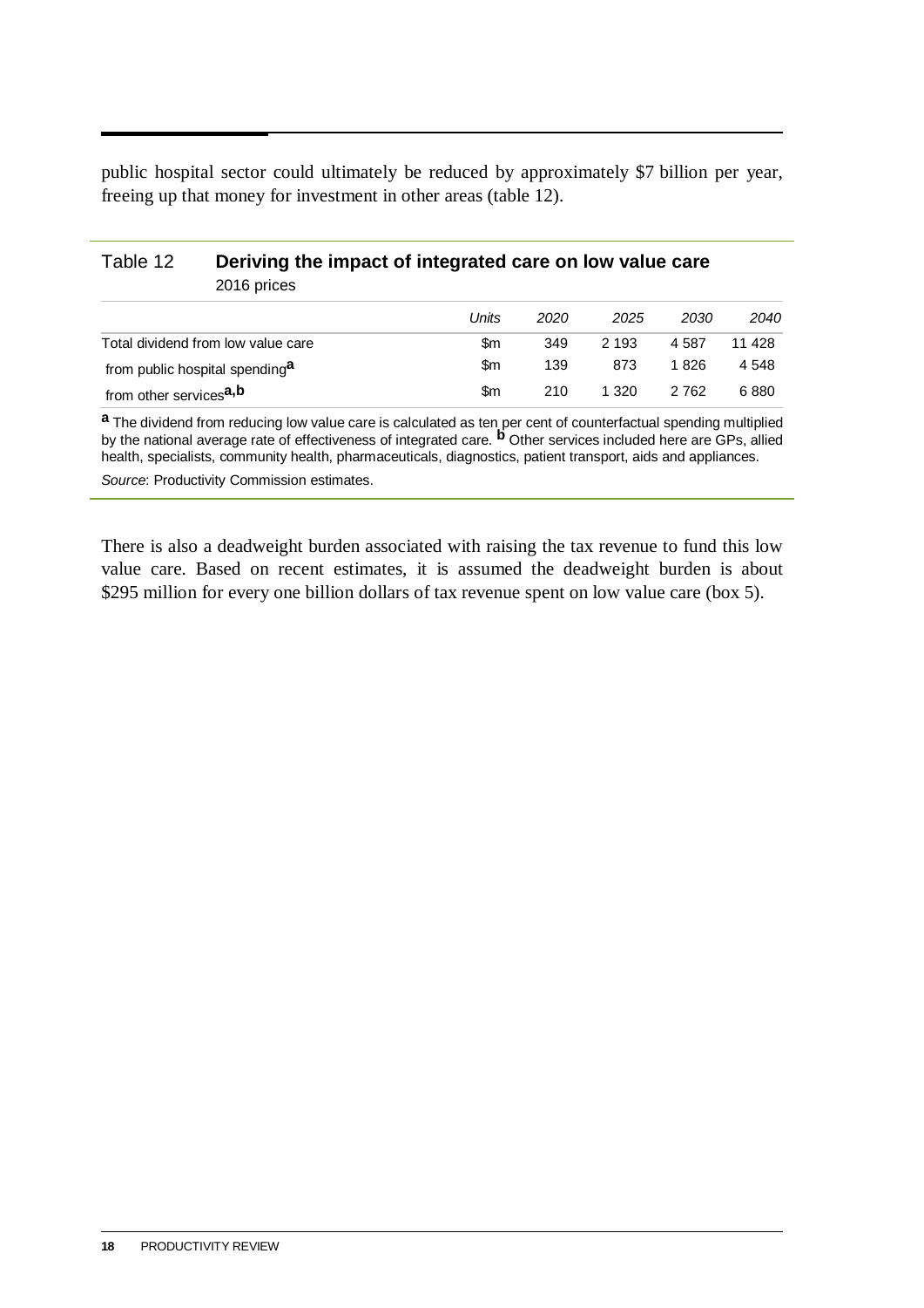public hospital sector could ultimately be reduced by approximately $7 billion per year, freeing up that money for investment in other areas (table 12).

**Table 12 Deriving the impact of integrated care on low value care**
2016 prices

| | *Units* | *2020* | *2025* | *2030* | *2040* |
|---|---|---|---|---|---|
| Total dividend from low value care | $m | 349 | 2 193 | 4 587 | 11 428 |
| from public hospital spending[a] | $m | 139 | 873 | 1 826 | 4 548 |
| from other services[a,b] | $m | 210 | 1 320 | 2 762 | 6 880 |

[a] The dividend from reducing low value care is calculated as ten per cent of counterfactual spending multiplied by the national average rate of effectiveness of integrated care. [b] Other services included here are GPs, allied health, specialists, community health, pharmaceuticals, diagnostics, patient transport, aids and appliances.

*Source*: Productivity Commission estimates.

There is also a deadweight burden associated with raising the tax revenue to fund this low value care. Based on recent estimates, it is assumed the deadweight burden is about $295 million for every one billion dollars of tax revenue spent on low value care (box 5).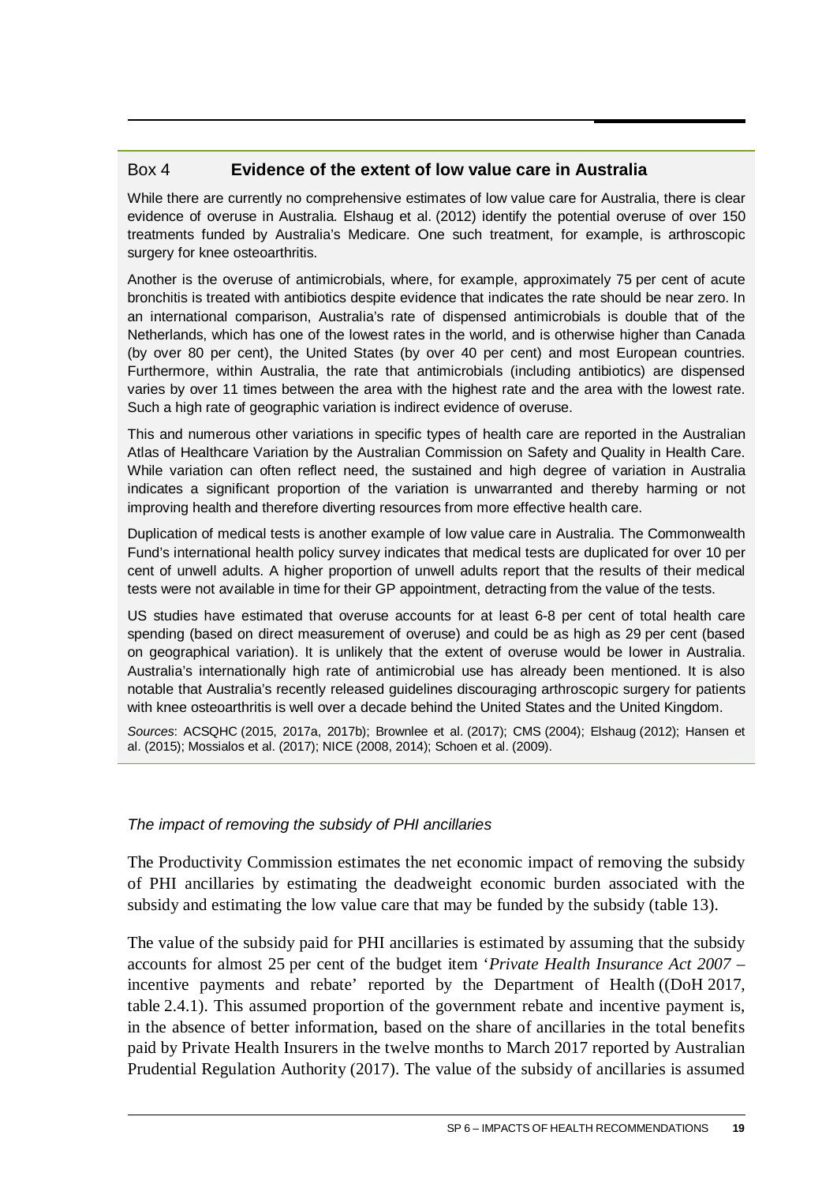### Box 4 **Evidence of the extent of low value care in Australia**

While there are currently no comprehensive estimates of low value care for Australia, there is clear evidence of overuse in Australia. Elshaug et al. (2012) identify the potential overuse of over 150 treatments funded by Australia's Medicare. One such treatment, for example, is arthroscopic surgery for knee osteoarthritis.

Another is the overuse of antimicrobials, where, for example, approximately 75 per cent of acute bronchitis is treated with antibiotics despite evidence that indicates the rate should be near zero. In an international comparison, Australia's rate of dispensed antimicrobials is double that of the Netherlands, which has one of the lowest rates in the world, and is otherwise higher than Canada (by over 80 per cent), the United States (by over 40 per cent) and most European countries. Furthermore, within Australia, the rate that antimicrobials (including antibiotics) are dispensed varies by over 11 times between the area with the highest rate and the area with the lowest rate. Such a high rate of geographic variation is indirect evidence of overuse.

This and numerous other variations in specific types of health care are reported in the Australian Atlas of Healthcare Variation by the Australian Commission on Safety and Quality in Health Care. While variation can often reflect need, the sustained and high degree of variation in Australia indicates a significant proportion of the variation is unwarranted and thereby harming or not improving health and therefore diverting resources from more effective health care.

Duplication of medical tests is another example of low value care in Australia. The Commonwealth Fund's international health policy survey indicates that medical tests are duplicated for over 10 per cent of unwell adults. A higher proportion of unwell adults report that the results of their medical tests were not available in time for their GP appointment, detracting from the value of the tests.

US studies have estimated that overuse accounts for at least 6-8 per cent of total health care spending (based on direct measurement of overuse) and could be as high as 29 per cent (based on geographical variation). It is unlikely that the extent of overuse would be lower in Australia. Australia's internationally high rate of antimicrobial use has already been mentioned. It is also notable that Australia's recently released guidelines discouraging arthroscopic surgery for patients with knee osteoarthritis is well over a decade behind the United States and the United Kingdom.

*Sources*: ACSQHC (2015, 2017a, 2017b); Brownlee et al. (2017); CMS (2004); Elshaug (2012); Hansen et al. (2015); Mossialos et al. (2017); NICE (2008, 2014); Schoen et al. (2009).

*The impact of removing the subsidy of PHI ancillaries*

The Productivity Commission estimates the net economic impact of removing the subsidy of PHI ancillaries by estimating the deadweight economic burden associated with the subsidy and estimating the low value care that may be funded by the subsidy (table 13).

The value of the subsidy paid for PHI ancillaries is estimated by assuming that the subsidy accounts for almost 25 per cent of the budget item '*Private Health Insurance Act 2007* – incentive payments and rebate' reported by the Department of Health ((DoH 2017, table 2.4.1). This assumed proportion of the government rebate and incentive payment is, in the absence of better information, based on the share of ancillaries in the total benefits paid by Private Health Insurers in the twelve months to March 2017 reported by Australian Prudential Regulation Authority (2017). The value of the subsidy of ancillaries is assumed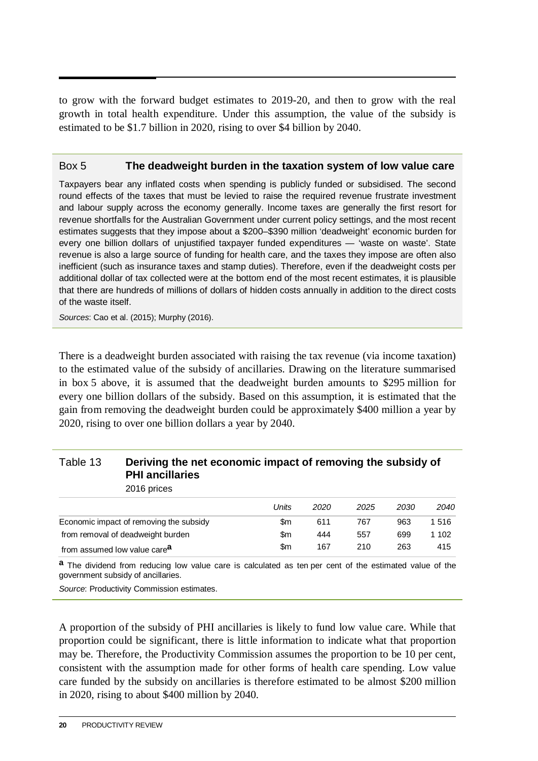to grow with the forward budget estimates to 2019-20, and then to grow with the real growth in total health expenditure. Under this assumption, the value of the subsidy is estimated to be $1.7 billion in 2020, rising to over $4 billion by 2040.

### Box 5 The deadweight burden in the taxation system of low value care

Taxpayers bear any inflated costs when spending is publicly funded or subsidised. The second round effects of the taxes that must be levied to raise the required revenue frustrate investment and labour supply across the economy generally. Income taxes are generally the first resort for revenue shortfalls for the Australian Government under current policy settings, and the most recent estimates suggests that they impose about a $200–$390 million 'deadweight' economic burden for every one billion dollars of unjustified taxpayer funded expenditures — 'waste on waste'. State revenue is also a large source of funding for health care, and the taxes they impose are often also inefficient (such as insurance taxes and stamp duties). Therefore, even if the deadweight costs per additional dollar of tax collected were at the bottom end of the most recent estimates, it is plausible that there are hundreds of millions of dollars of hidden costs annually in addition to the direct costs of the waste itself.

*Sources*: Cao et al. (2015); Murphy (2016).

There is a deadweight burden associated with raising the tax revenue (via income taxation) to the estimated value of the subsidy of ancillaries. Drawing on the literature summarised in box 5 above, it is assumed that the deadweight burden amounts to $295 million for every one billion dollars of the subsidy. Based on this assumption, it is estimated that the gain from removing the deadweight burden could be approximately $400 million a year by 2020, rising to over one billion dollars a year by 2040.

### Table 13 Deriving the net economic impact of removing the subsidy of PHI ancillaries

2016 prices

| | *Units* | *2020* | *2025* | *2030* | *2040* |
|---|---|---|---|---|---|
| Economic impact of removing the subsidy | $m | 611 | 767 | 963 | 1 516 |
| from removal of deadweight burden | $m | 444 | 557 | 699 | 1 102 |
| from assumed low value care[a] | $m | 167 | 210 | 263 | 415 |

[a] The dividend from reducing low value care is calculated as ten per cent of the estimated value of the government subsidy of ancillaries.

*Source*: Productivity Commission estimates.

A proportion of the subsidy of PHI ancillaries is likely to fund low value care. While that proportion could be significant, there is little information to indicate what that proportion may be. Therefore, the Productivity Commission assumes the proportion to be 10 per cent, consistent with the assumption made for other forms of health care spending. Low value care funded by the subsidy on ancillaries is therefore estimated to be almost $200 million in 2020, rising to about $400 million by 2040.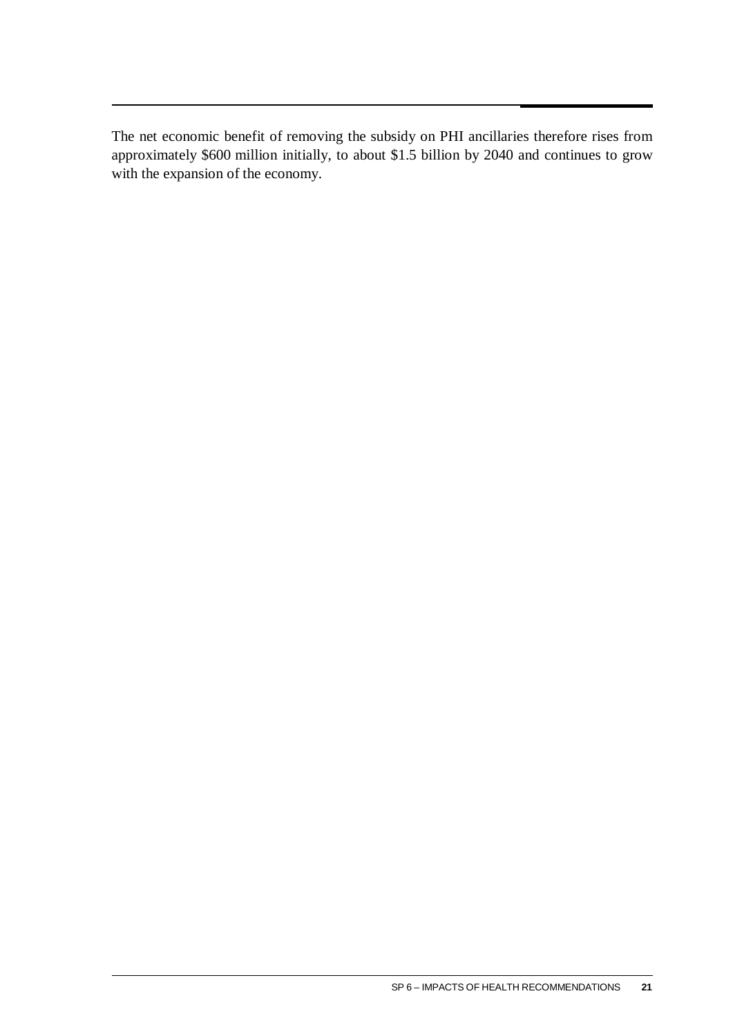The net economic benefit of removing the subsidy on PHI ancillaries therefore rises from approximately $600 million initially, to about $1.5 billion by 2040 and continues to grow with the expansion of the economy.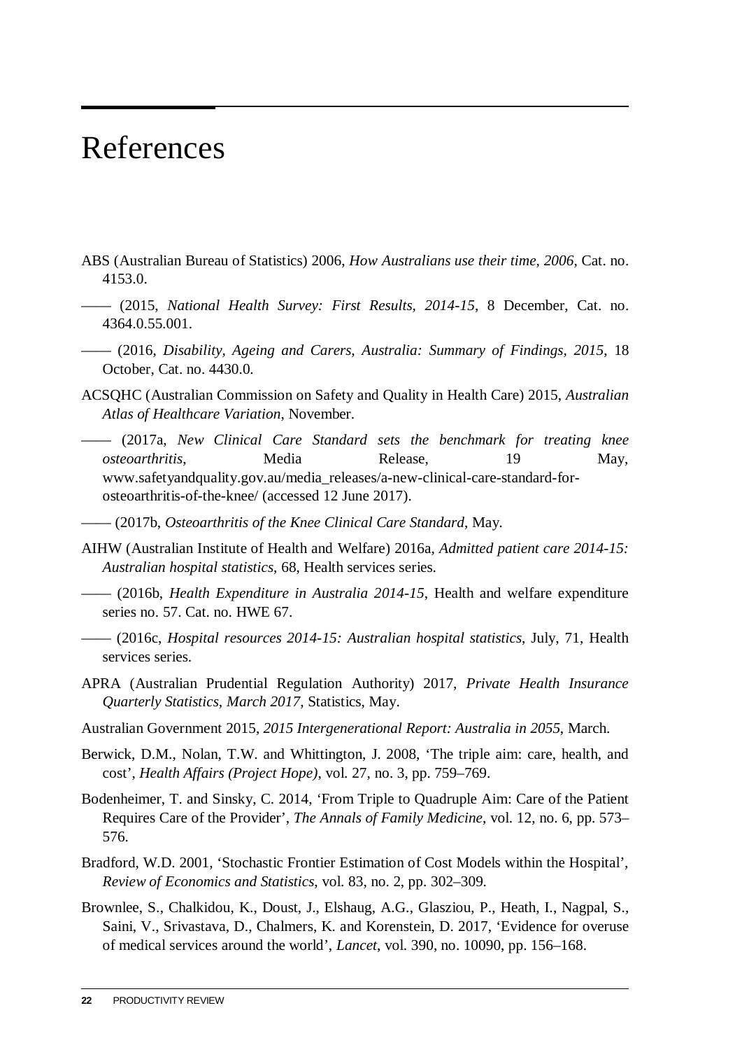# References

ABS (Australian Bureau of Statistics) 2006, *How Australians use their time, 2006*, Cat. no. 4153.0.

—— (2015, *National Health Survey: First Results, 2014-15*, 8 December, Cat. no. 4364.0.55.001.

—— (2016, *Disability, Ageing and Carers, Australia: Summary of Findings, 2015*, 18 October, Cat. no. 4430.0.

ACSQHC (Australian Commission on Safety and Quality in Health Care) 2015, *Australian Atlas of Healthcare Variation*, November.

—— (2017a, *New Clinical Care Standard sets the benchmark for treating knee osteoarthritis*, Media Release, 19 May, www.safetyandquality.gov.au/media_releases/a-new-clinical-care-standard-for-osteoarthritis-of-the-knee/ (accessed 12 June 2017).

—— (2017b, *Osteoarthritis of the Knee Clinical Care Standard*, May.

AIHW (Australian Institute of Health and Welfare) 2016a, *Admitted patient care 2014-15: Australian hospital statistics*, 68, Health services series.

—— (2016b, *Health Expenditure in Australia 2014-15*, Health and welfare expenditure series no. 57. Cat. no. HWE 67.

—— (2016c, *Hospital resources 2014-15: Australian hospital statistics*, July, 71, Health services series.

APRA (Australian Prudential Regulation Authority) 2017, *Private Health Insurance Quarterly Statistics, March 2017*, Statistics, May.

Australian Government 2015, *2015 Intergenerational Report: Australia in 2055*, March.

Berwick, D.M., Nolan, T.W. and Whittington, J. 2008, 'The triple aim: care, health, and cost', *Health Affairs (Project Hope)*, vol. 27, no. 3, pp. 759–769.

Bodenheimer, T. and Sinsky, C. 2014, 'From Triple to Quadruple Aim: Care of the Patient Requires Care of the Provider', *The Annals of Family Medicine*, vol. 12, no. 6, pp. 573–576.

Bradford, W.D. 2001, 'Stochastic Frontier Estimation of Cost Models within the Hospital', *Review of Economics and Statistics*, vol. 83, no. 2, pp. 302–309.

Brownlee, S., Chalkidou, K., Doust, J., Elshaug, A.G., Glasziou, P., Heath, I., Nagpal, S., Saini, V., Srivastava, D., Chalmers, K. and Korenstein, D. 2017, 'Evidence for overuse of medical services around the world', *Lancet*, vol. 390, no. 10090, pp. 156–168.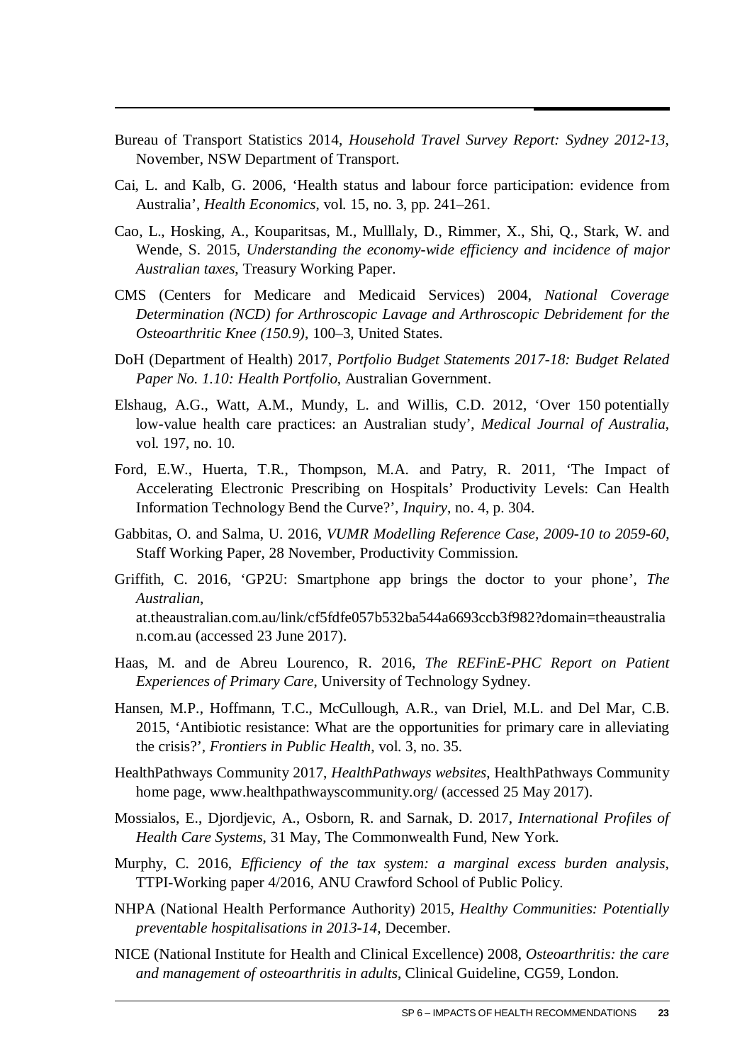Bureau of Transport Statistics 2014, *Household Travel Survey Report: Sydney 2012-13*, November, NSW Department of Transport.

Cai, L. and Kalb, G. 2006, 'Health status and labour force participation: evidence from Australia', *Health Economics*, vol. 15, no. 3, pp. 241–261.

Cao, L., Hosking, A., Kouparitsas, M., Mulllaly, D., Rimmer, X., Shi, Q., Stark, W. and Wende, S. 2015, *Understanding the economy-wide efficiency and incidence of major Australian taxes*, Treasury Working Paper.

CMS (Centers for Medicare and Medicaid Services) 2004, *National Coverage Determination (NCD) for Arthroscopic Lavage and Arthroscopic Debridement for the Osteoarthritic Knee (150.9)*, 100–3, United States.

DoH (Department of Health) 2017, *Portfolio Budget Statements 2017-18: Budget Related Paper No. 1.10: Health Portfolio*, Australian Government.

Elshaug, A.G., Watt, A.M., Mundy, L. and Willis, C.D. 2012, 'Over 150 potentially low-value health care practices: an Australian study', *Medical Journal of Australia*, vol. 197, no. 10.

Ford, E.W., Huerta, T.R., Thompson, M.A. and Patry, R. 2011, 'The Impact of Accelerating Electronic Prescribing on Hospitals' Productivity Levels: Can Health Information Technology Bend the Curve?', *Inquiry*, no. 4, p. 304.

Gabbitas, O. and Salma, U. 2016, *VUMR Modelling Reference Case, 2009-10 to 2059-60*, Staff Working Paper, 28 November, Productivity Commission.

Griffith, C. 2016, 'GP2U: Smartphone app brings the doctor to your phone', *The Australian*, at.theaustralian.com.au/link/cf5fdfe057b532ba544a6693ccb3f982?domain=theaustralian.com.au (accessed 23 June 2017).

Haas, M. and de Abreu Lourenco, R. 2016, *The REFinE-PHC Report on Patient Experiences of Primary Care*, University of Technology Sydney.

Hansen, M.P., Hoffmann, T.C., McCullough, A.R., van Driel, M.L. and Del Mar, C.B. 2015, 'Antibiotic resistance: What are the opportunities for primary care in alleviating the crisis?', *Frontiers in Public Health*, vol. 3, no. 35.

HealthPathways Community 2017, *HealthPathways websites*, HealthPathways Community home page, www.healthpathwayscommunity.org/ (accessed 25 May 2017).

Mossialos, E., Djordjevic, A., Osborn, R. and Sarnak, D. 2017, *International Profiles of Health Care Systems*, 31 May, The Commonwealth Fund, New York.

Murphy, C. 2016, *Efficiency of the tax system: a marginal excess burden analysis*, TTPI-Working paper 4/2016, ANU Crawford School of Public Policy.

NHPA (National Health Performance Authority) 2015, *Healthy Communities: Potentially preventable hospitalisations in 2013-14*, December.

NICE (National Institute for Health and Clinical Excellence) 2008, *Osteoarthritis: the care and management of osteoarthritis in adults*, Clinical Guideline, CG59, London.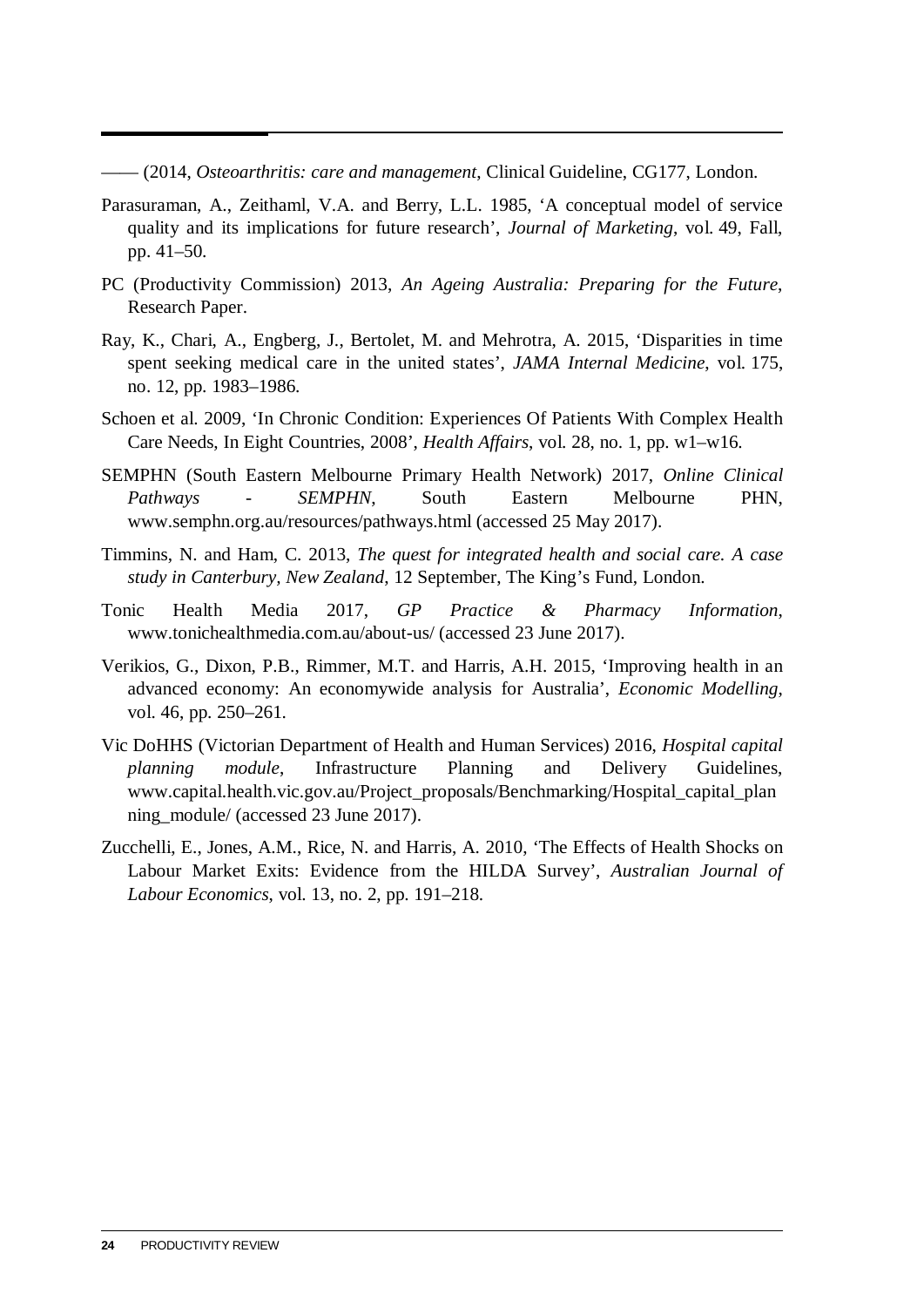—— (2014, *Osteoarthritis: care and management*, Clinical Guideline, CG177, London.

Parasuraman, A., Zeithaml, V.A. and Berry, L.L. 1985, 'A conceptual model of service quality and its implications for future research', *Journal of Marketing*, vol. 49, Fall, pp. 41–50.

PC (Productivity Commission) 2013, *An Ageing Australia: Preparing for the Future*, Research Paper.

Ray, K., Chari, A., Engberg, J., Bertolet, M. and Mehrotra, A. 2015, 'Disparities in time spent seeking medical care in the united states', *JAMA Internal Medicine*, vol. 175, no. 12, pp. 1983–1986.

Schoen et al. 2009, 'In Chronic Condition: Experiences Of Patients With Complex Health Care Needs, In Eight Countries, 2008', *Health Affairs*, vol. 28, no. 1, pp. w1–w16.

SEMPHN (South Eastern Melbourne Primary Health Network) 2017, *Online Clinical Pathways - SEMPHN*, South Eastern Melbourne PHN, www.semphn.org.au/resources/pathways.html (accessed 25 May 2017).

Timmins, N. and Ham, C. 2013, *The quest for integrated health and social care. A case study in Canterbury, New Zealand*, 12 September, The King's Fund, London.

Tonic Health Media 2017, *GP Practice & Pharmacy Information*, www.tonichealthmedia.com.au/about-us/ (accessed 23 June 2017).

Verikios, G., Dixon, P.B., Rimmer, M.T. and Harris, A.H. 2015, 'Improving health in an advanced economy: An economywide analysis for Australia', *Economic Modelling*, vol. 46, pp. 250–261.

Vic DoHHS (Victorian Department of Health and Human Services) 2016, *Hospital capital planning module*, Infrastructure Planning and Delivery Guidelines, www.capital.health.vic.gov.au/Project_proposals/Benchmarking/Hospital_capital_planning_module/ (accessed 23 June 2017).

Zucchelli, E., Jones, A.M., Rice, N. and Harris, A. 2010, 'The Effects of Health Shocks on Labour Market Exits: Evidence from the HILDA Survey', *Australian Journal of Labour Economics*, vol. 13, no. 2, pp. 191–218.